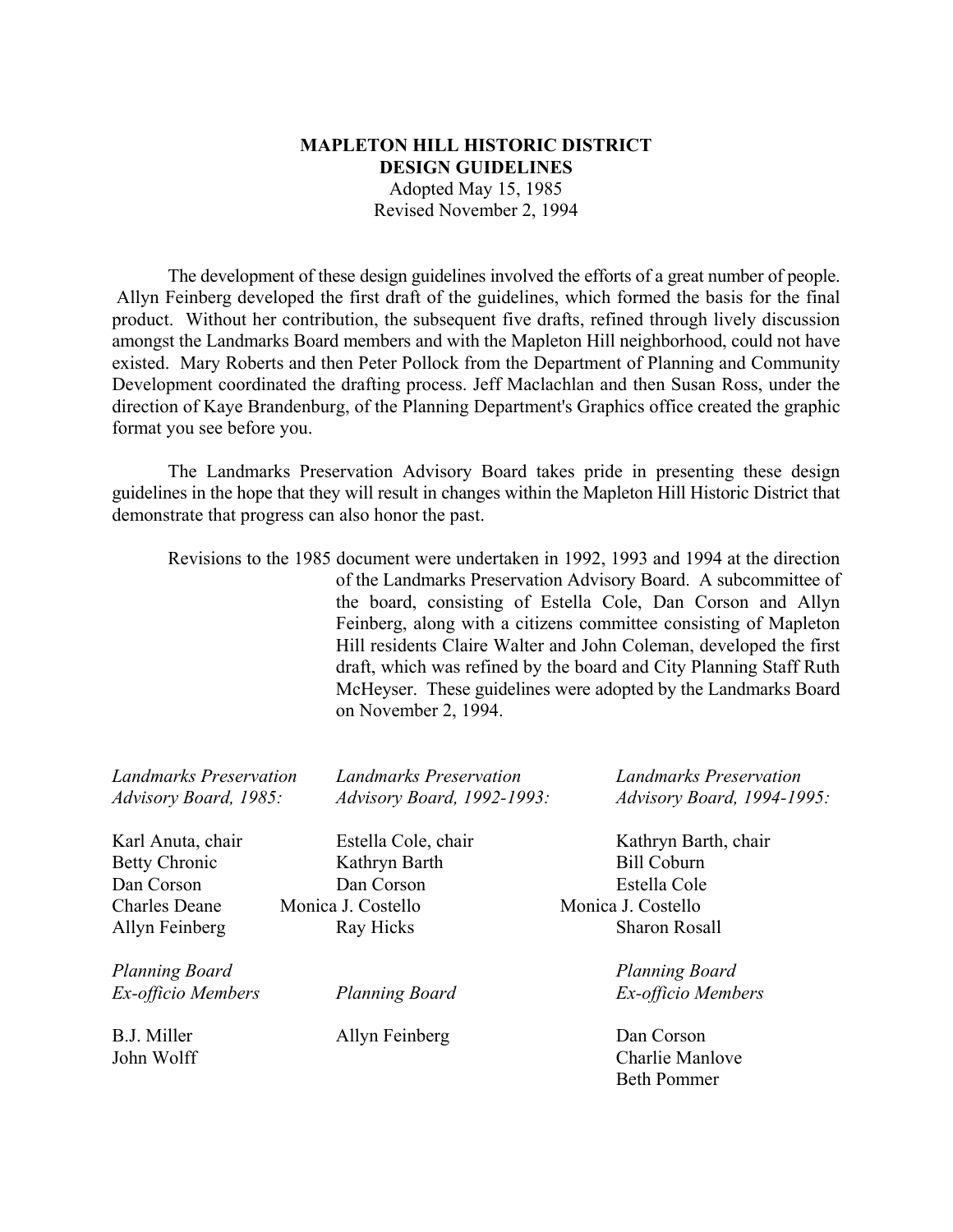# MAPLETON HILL HISTORIC DISTRICT
# DESIGN GUIDELINES

Adopted May 15, 1985
Revised November 2, 1994

The development of these design guidelines involved the efforts of a great number of people. Allyn Feinberg developed the first draft of the guidelines, which formed the basis for the final product. Without her contribution, the subsequent five drafts, refined through lively discussion amongst the Landmarks Board members and with the Mapleton Hill neighborhood, could not have existed. Mary Roberts and then Peter Pollock from the Department of Planning and Community Development coordinated the drafting process. Jeff Maclachlan and then Susan Ross, under the direction of Kaye Brandenburg, of the Planning Department's Graphics office created the graphic format you see before you.

The Landmarks Preservation Advisory Board takes pride in presenting these design guidelines in the hope that they will result in changes within the Mapleton Hill Historic District that demonstrate that progress can also honor the past.

Revisions to the 1985 document were undertaken in 1992, 1993 and 1994 at the direction of the Landmarks Preservation Advisory Board. A subcommittee of the board, consisting of Estella Cole, Dan Corson and Allyn Feinberg, along with a citizens committee consisting of Mapleton Hill residents Claire Walter and John Coleman, developed the first draft, which was refined by the board and City Planning Staff Ruth McHeyser. These guidelines were adopted by the Landmarks Board on November 2, 1994.

*Landmarks Preservation Advisory Board, 1985:*

Karl Anuta, chair
Betty Chronic
Dan Corson
Charles Deane
Allyn Feinberg

*Planning Board Ex-officio Members*

B.J. Miller
John Wolff

*Landmarks Preservation Advisory Board, 1992-1993:*

Estella Cole, chair
Kathryn Barth
Dan Corson
Monica J. Costello
Ray Hicks

*Planning Board*

Allyn Feinberg

*Landmarks Preservation Advisory Board, 1994-1995:*

Kathryn Barth, chair
Bill Coburn
Estella Cole
Monica J. Costello
Sharon Rosall

*Planning Board Ex-officio Members*

Dan Corson
Charlie Manlove
Beth Pommer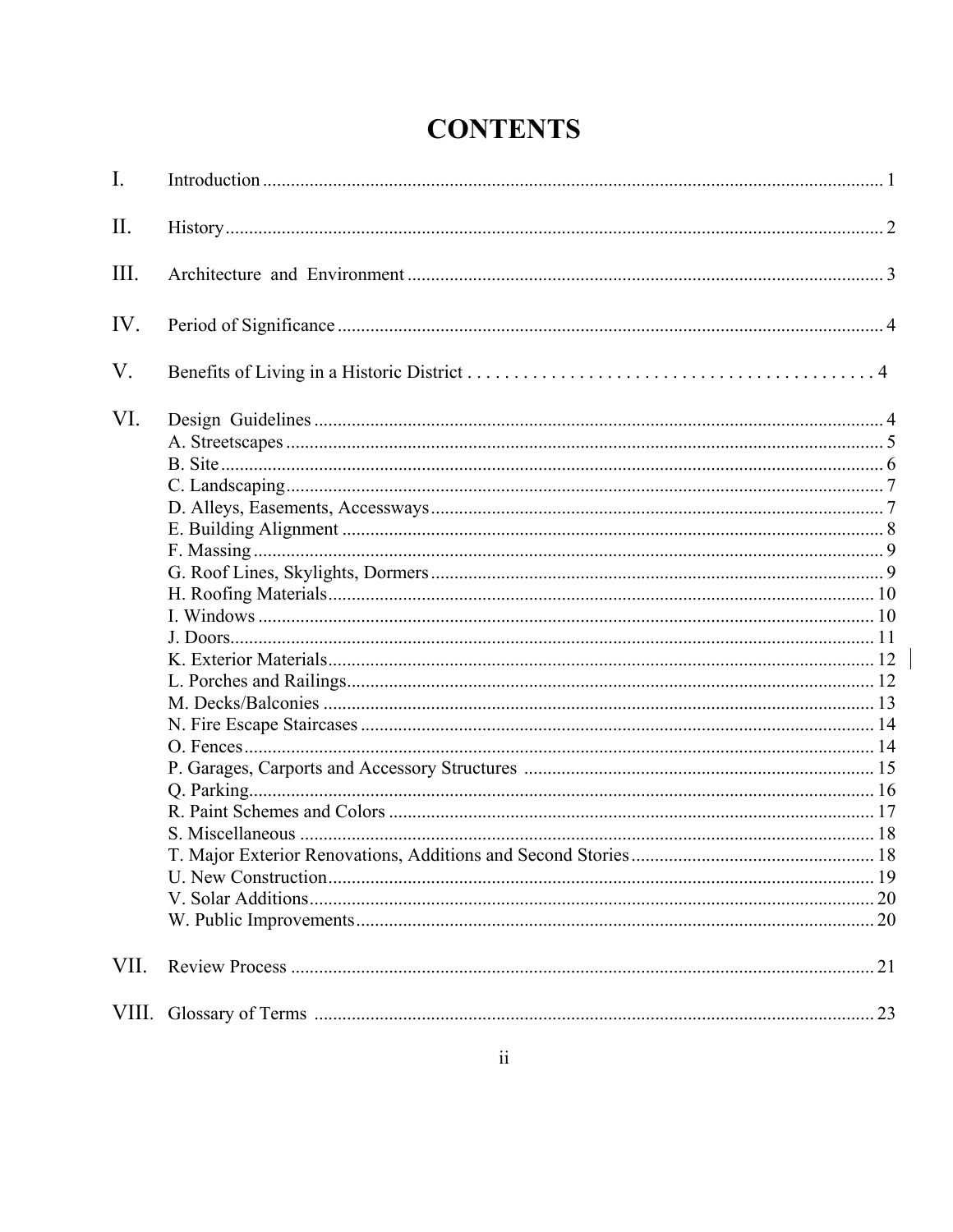# CONTENTS

I. Introduction ..... 1

II. History ..... 2

III. Architecture and Environment ..... 3

IV. Period of Significance ..... 4

V. Benefits of Living in a Historic District ..... 4

VI. Design Guidelines ..... 4
- A. Streetscapes ..... 5
- B. Site ..... 6
- C. Landscaping ..... 7
- D. Alleys, Easements, Accessways ..... 7
- E. Building Alignment ..... 8
- F. Massing ..... 9
- G. Roof Lines, Skylights, Dormers ..... 9
- H. Roofing Materials ..... 10
- I. Windows ..... 10
- J. Doors ..... 11
- K. Exterior Materials ..... 12
- L. Porches and Railings ..... 12
- M. Decks/Balconies ..... 13
- N. Fire Escape Staircases ..... 14
- O. Fences ..... 14
- P. Garages, Carports and Accessory Structures ..... 15
- Q. Parking ..... 16
- R. Paint Schemes and Colors ..... 17
- S. Miscellaneous ..... 18
- T. Major Exterior Renovations, Additions and Second Stories ..... 18
- U. New Construction ..... 19
- V. Solar Additions ..... 20
- W. Public Improvements ..... 20

VII. Review Process ..... 21

VIII. Glossary of Terms ..... 23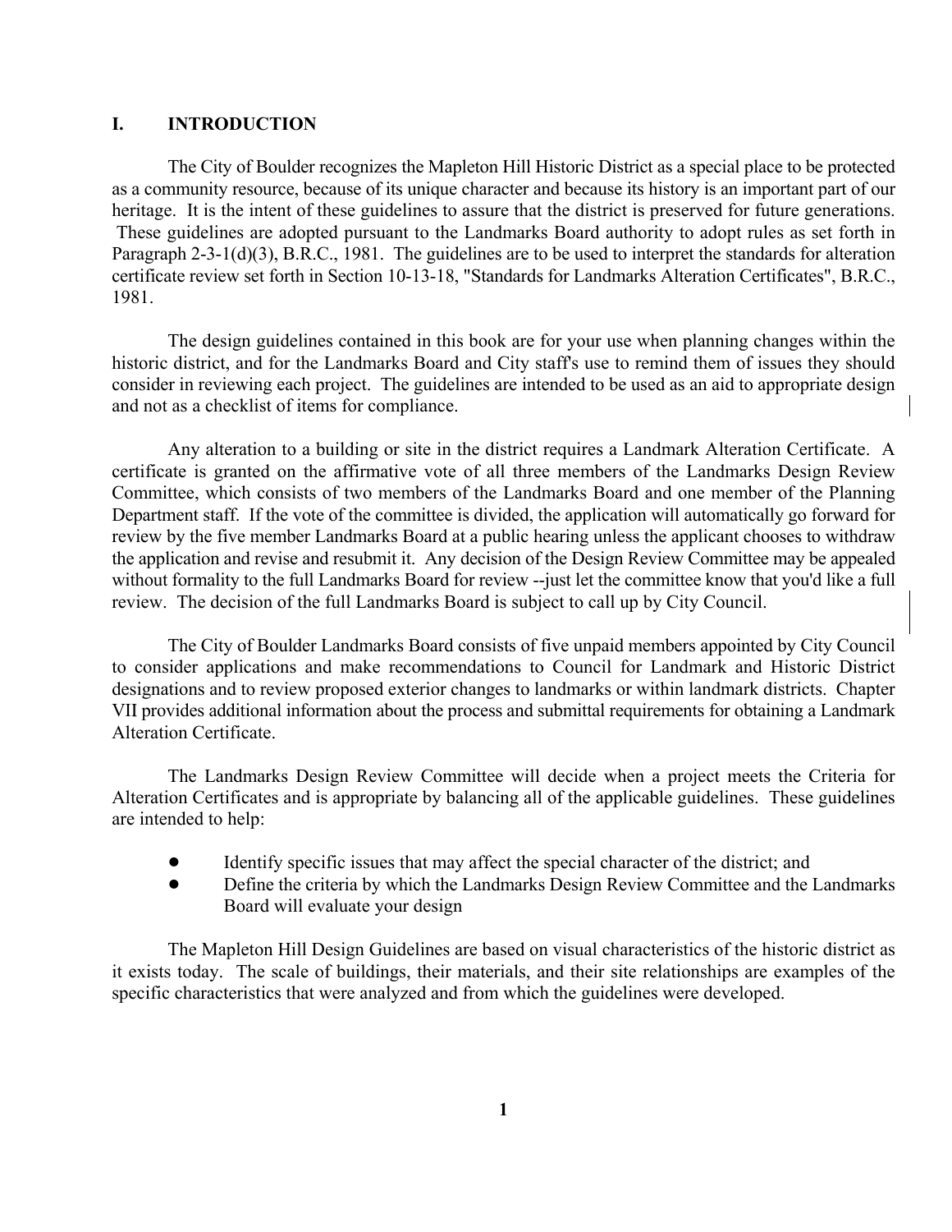# I. INTRODUCTION

The City of Boulder recognizes the Mapleton Hill Historic District as a special place to be protected as a community resource, because of its unique character and because its history is an important part of our heritage. It is the intent of these guidelines to assure that the district is preserved for future generations. These guidelines are adopted pursuant to the Landmarks Board authority to adopt rules as set forth in Paragraph 2-3-1(d)(3), B.R.C., 1981. The guidelines are to be used to interpret the standards for alteration certificate review set forth in Section 10-13-18, "Standards for Landmarks Alteration Certificates", B.R.C., 1981.

The design guidelines contained in this book are for your use when planning changes within the historic district, and for the Landmarks Board and City staff's use to remind them of issues they should consider in reviewing each project. The guidelines are intended to be used as an aid to appropriate design and not as a checklist of items for compliance.

Any alteration to a building or site in the district requires a Landmark Alteration Certificate. A certificate is granted on the affirmative vote of all three members of the Landmarks Design Review Committee, which consists of two members of the Landmarks Board and one member of the Planning Department staff. If the vote of the committee is divided, the application will automatically go forward for review by the five member Landmarks Board at a public hearing unless the applicant chooses to withdraw the application and revise and resubmit it. Any decision of the Design Review Committee may be appealed without formality to the full Landmarks Board for review --just let the committee know that you'd like a full review. The decision of the full Landmarks Board is subject to call up by City Council.

The City of Boulder Landmarks Board consists of five unpaid members appointed by City Council to consider applications and make recommendations to Council for Landmark and Historic District designations and to review proposed exterior changes to landmarks or within landmark districts. Chapter VII provides additional information about the process and submittal requirements for obtaining a Landmark Alteration Certificate.

The Landmarks Design Review Committee will decide when a project meets the Criteria for Alteration Certificates and is appropriate by balancing all of the applicable guidelines. These guidelines are intended to help:

- Identify specific issues that may affect the special character of the district; and
- Define the criteria by which the Landmarks Design Review Committee and the Landmarks Board will evaluate your design

The Mapleton Hill Design Guidelines are based on visual characteristics of the historic district as it exists today. The scale of buildings, their materials, and their site relationships are examples of the specific characteristics that were analyzed and from which the guidelines were developed.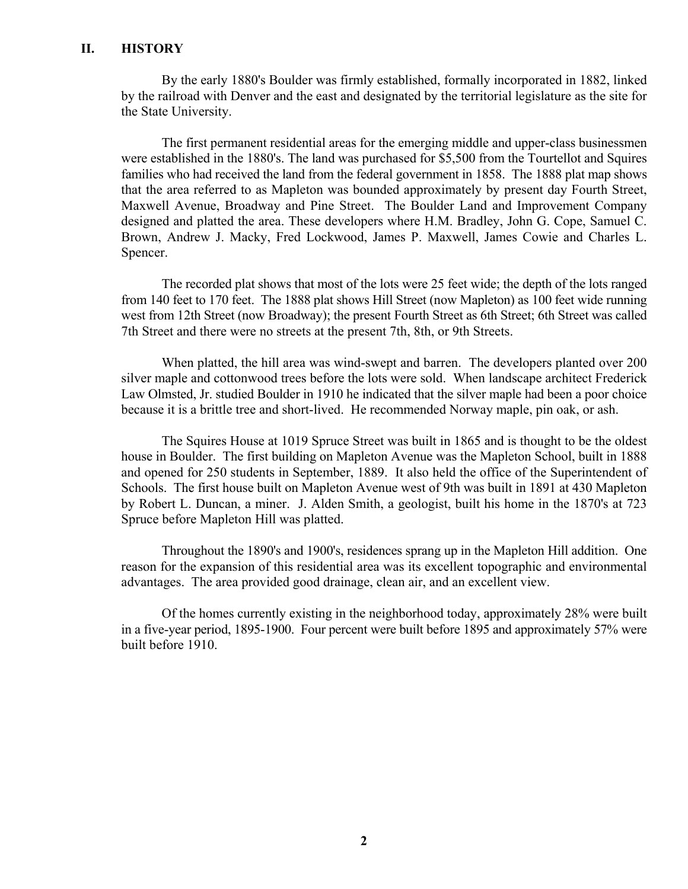## II. HISTORY

By the early 1880's Boulder was firmly established, formally incorporated in 1882, linked by the railroad with Denver and the east and designated by the territorial legislature as the site for the State University.

The first permanent residential areas for the emerging middle and upper-class businessmen were established in the 1880's. The land was purchased for $5,500 from the Tourtellot and Squires families who had received the land from the federal government in 1858. The 1888 plat map shows that the area referred to as Mapleton was bounded approximately by present day Fourth Street, Maxwell Avenue, Broadway and Pine Street. The Boulder Land and Improvement Company designed and platted the area. These developers where H.M. Bradley, John G. Cope, Samuel C. Brown, Andrew J. Macky, Fred Lockwood, James P. Maxwell, James Cowie and Charles L. Spencer.

The recorded plat shows that most of the lots were 25 feet wide; the depth of the lots ranged from 140 feet to 170 feet. The 1888 plat shows Hill Street (now Mapleton) as 100 feet wide running west from 12th Street (now Broadway); the present Fourth Street as 6th Street; 6th Street was called 7th Street and there were no streets at the present 7th, 8th, or 9th Streets.

When platted, the hill area was wind-swept and barren. The developers planted over 200 silver maple and cottonwood trees before the lots were sold. When landscape architect Frederick Law Olmsted, Jr. studied Boulder in 1910 he indicated that the silver maple had been a poor choice because it is a brittle tree and short-lived. He recommended Norway maple, pin oak, or ash.

The Squires House at 1019 Spruce Street was built in 1865 and is thought to be the oldest house in Boulder. The first building on Mapleton Avenue was the Mapleton School, built in 1888 and opened for 250 students in September, 1889. It also held the office of the Superintendent of Schools. The first house built on Mapleton Avenue west of 9th was built in 1891 at 430 Mapleton by Robert L. Duncan, a miner. J. Alden Smith, a geologist, built his home in the 1870's at 723 Spruce before Mapleton Hill was platted.

Throughout the 1890's and 1900's, residences sprang up in the Mapleton Hill addition. One reason for the expansion of this residential area was its excellent topographic and environmental advantages. The area provided good drainage, clean air, and an excellent view.

Of the homes currently existing in the neighborhood today, approximately 28% were built in a five-year period, 1895-1900. Four percent were built before 1895 and approximately 57% were built before 1910.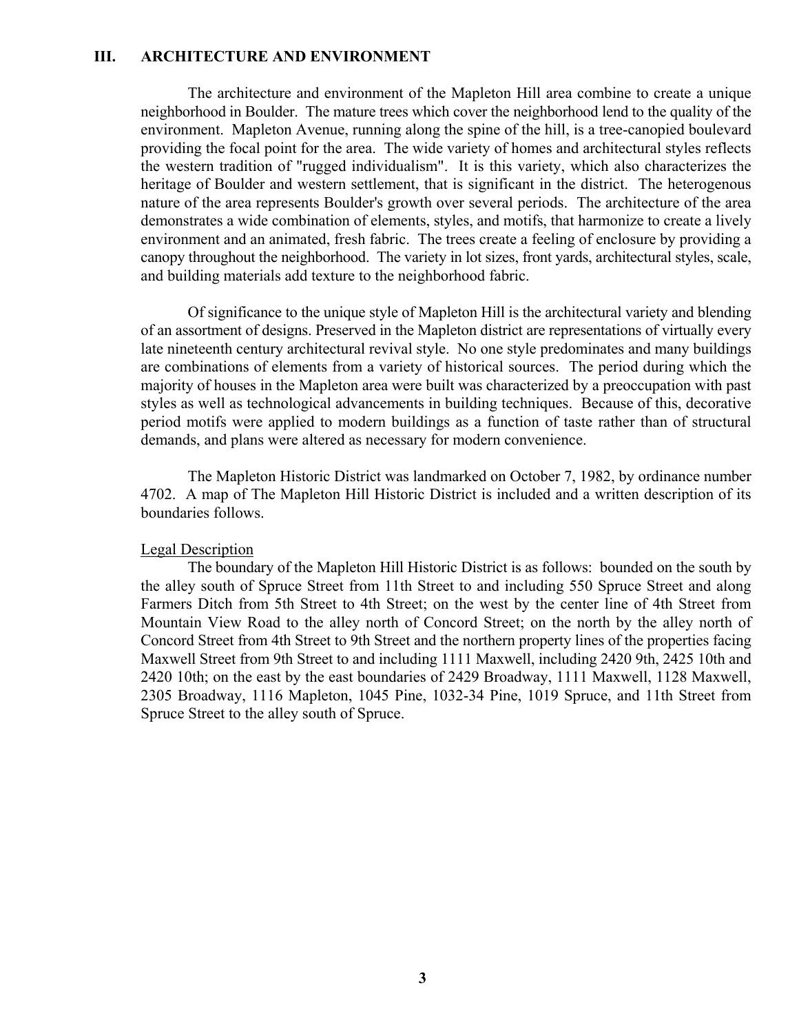## III. ARCHITECTURE AND ENVIRONMENT

The architecture and environment of the Mapleton Hill area combine to create a unique neighborhood in Boulder. The mature trees which cover the neighborhood lend to the quality of the environment. Mapleton Avenue, running along the spine of the hill, is a tree-canopied boulevard providing the focal point for the area. The wide variety of homes and architectural styles reflects the western tradition of "rugged individualism". It is this variety, which also characterizes the heritage of Boulder and western settlement, that is significant in the district. The heterogenous nature of the area represents Boulder's growth over several periods. The architecture of the area demonstrates a wide combination of elements, styles, and motifs, that harmonize to create a lively environment and an animated, fresh fabric. The trees create a feeling of enclosure by providing a canopy throughout the neighborhood. The variety in lot sizes, front yards, architectural styles, scale, and building materials add texture to the neighborhood fabric.

Of significance to the unique style of Mapleton Hill is the architectural variety and blending of an assortment of designs. Preserved in the Mapleton district are representations of virtually every late nineteenth century architectural revival style. No one style predominates and many buildings are combinations of elements from a variety of historical sources. The period during which the majority of houses in the Mapleton area were built was characterized by a preoccupation with past styles as well as technological advancements in building techniques. Because of this, decorative period motifs were applied to modern buildings as a function of taste rather than of structural demands, and plans were altered as necessary for modern convenience.

The Mapleton Historic District was landmarked on October 7, 1982, by ordinance number 4702. A map of The Mapleton Hill Historic District is included and a written description of its boundaries follows.

Legal Description

The boundary of the Mapleton Hill Historic District is as follows: bounded on the south by the alley south of Spruce Street from 11th Street to and including 550 Spruce Street and along Farmers Ditch from 5th Street to 4th Street; on the west by the center line of 4th Street from Mountain View Road to the alley north of Concord Street; on the north by the alley north of Concord Street from 4th Street to 9th Street and the northern property lines of the properties facing Maxwell Street from 9th Street to and including 1111 Maxwell, including 2420 9th, 2425 10th and 2420 10th; on the east by the east boundaries of 2429 Broadway, 1111 Maxwell, 1128 Maxwell, 2305 Broadway, 1116 Mapleton, 1045 Pine, 1032-34 Pine, 1019 Spruce, and 11th Street from Spruce Street to the alley south of Spruce.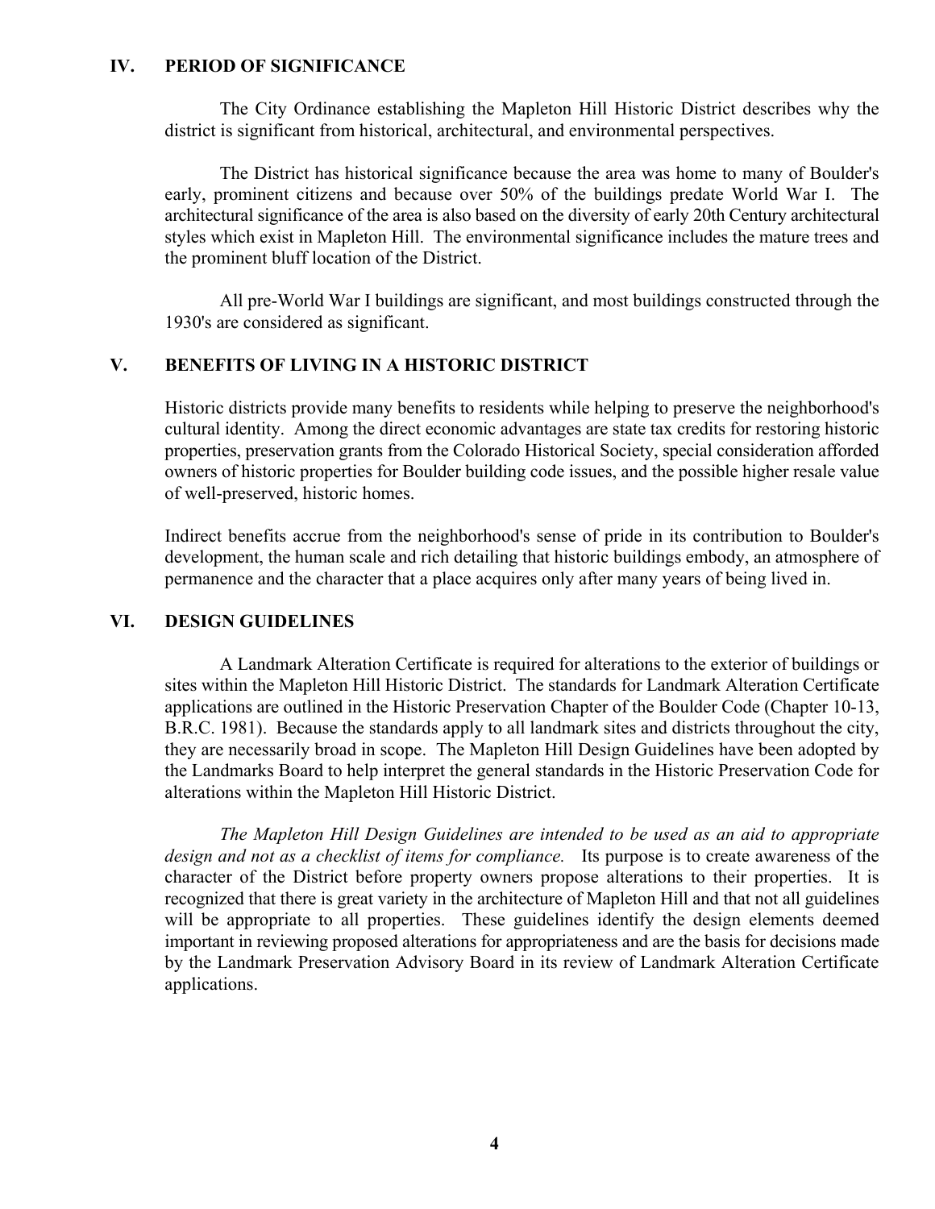## IV. PERIOD OF SIGNIFICANCE

The City Ordinance establishing the Mapleton Hill Historic District describes why the district is significant from historical, architectural, and environmental perspectives.

The District has historical significance because the area was home to many of Boulder's early, prominent citizens and because over 50% of the buildings predate World War I. The architectural significance of the area is also based on the diversity of early 20th Century architectural styles which exist in Mapleton Hill. The environmental significance includes the mature trees and the prominent bluff location of the District.

All pre-World War I buildings are significant, and most buildings constructed through the 1930's are considered as significant.

## V. BENEFITS OF LIVING IN A HISTORIC DISTRICT

Historic districts provide many benefits to residents while helping to preserve the neighborhood's cultural identity. Among the direct economic advantages are state tax credits for restoring historic properties, preservation grants from the Colorado Historical Society, special consideration afforded owners of historic properties for Boulder building code issues, and the possible higher resale value of well-preserved, historic homes.

Indirect benefits accrue from the neighborhood's sense of pride in its contribution to Boulder's development, the human scale and rich detailing that historic buildings embody, an atmosphere of permanence and the character that a place acquires only after many years of being lived in.

## VI. DESIGN GUIDELINES

A Landmark Alteration Certificate is required for alterations to the exterior of buildings or sites within the Mapleton Hill Historic District. The standards for Landmark Alteration Certificate applications are outlined in the Historic Preservation Chapter of the Boulder Code (Chapter 10-13, B.R.C. 1981). Because the standards apply to all landmark sites and districts throughout the city, they are necessarily broad in scope. The Mapleton Hill Design Guidelines have been adopted by the Landmarks Board to help interpret the general standards in the Historic Preservation Code for alterations within the Mapleton Hill Historic District.

*The Mapleton Hill Design Guidelines are intended to be used as an aid to appropriate design and not as a checklist of items for compliance.* Its purpose is to create awareness of the character of the District before property owners propose alterations to their properties. It is recognized that there is great variety in the architecture of Mapleton Hill and that not all guidelines will be appropriate to all properties. These guidelines identify the design elements deemed important in reviewing proposed alterations for appropriateness and are the basis for decisions made by the Landmark Preservation Advisory Board in its review of Landmark Alteration Certificate applications.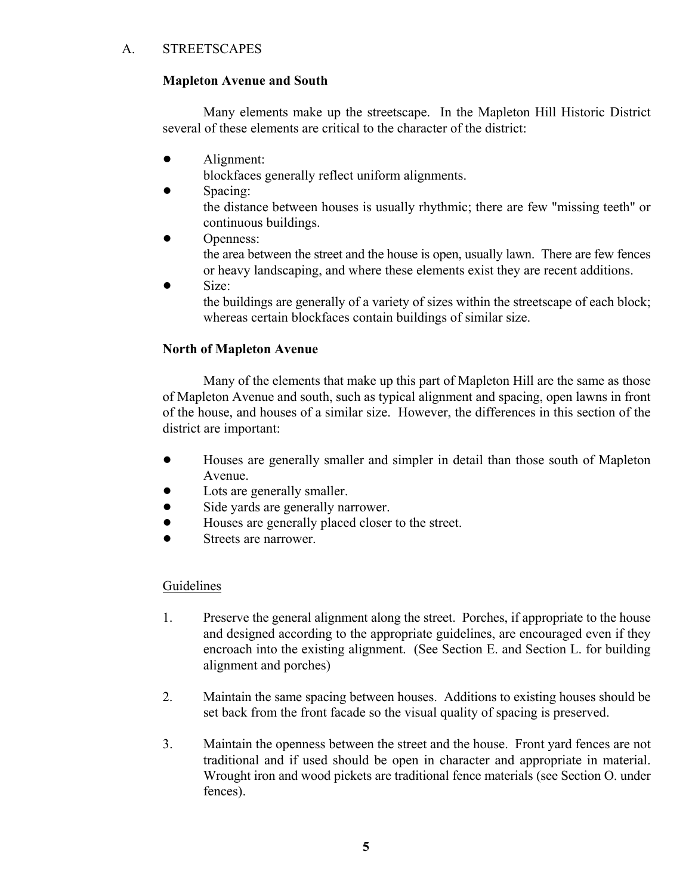## A. STREETSCAPES

### Mapleton Avenue and South

Many elements make up the streetscape. In the Mapleton Hill Historic District several of these elements are critical to the character of the district:

- Alignment:
  blockfaces generally reflect uniform alignments.
- Spacing:
  the distance between houses is usually rhythmic; there are few "missing teeth" or continuous buildings.
- Openness:
  the area between the street and the house is open, usually lawn. There are few fences or heavy landscaping, and where these elements exist they are recent additions.
- Size:
  the buildings are generally of a variety of sizes within the streetscape of each block; whereas certain blockfaces contain buildings of similar size.

### North of Mapleton Avenue

Many of the elements that make up this part of Mapleton Hill are the same as those of Mapleton Avenue and south, such as typical alignment and spacing, open lawns in front of the house, and houses of a similar size. However, the differences in this section of the district are important:

- Houses are generally smaller and simpler in detail than those south of Mapleton Avenue.
- Lots are generally smaller.
- Side yards are generally narrower.
- Houses are generally placed closer to the street.
- Streets are narrower.

Guidelines

1. Preserve the general alignment along the street. Porches, if appropriate to the house and designed according to the appropriate guidelines, are encouraged even if they encroach into the existing alignment. (See Section E. and Section L. for building alignment and porches)

2. Maintain the same spacing between houses. Additions to existing houses should be set back from the front facade so the visual quality of spacing is preserved.

3. Maintain the openness between the street and the house. Front yard fences are not traditional and if used should be open in character and appropriate in material. Wrought iron and wood pickets are traditional fence materials (see Section O. under fences).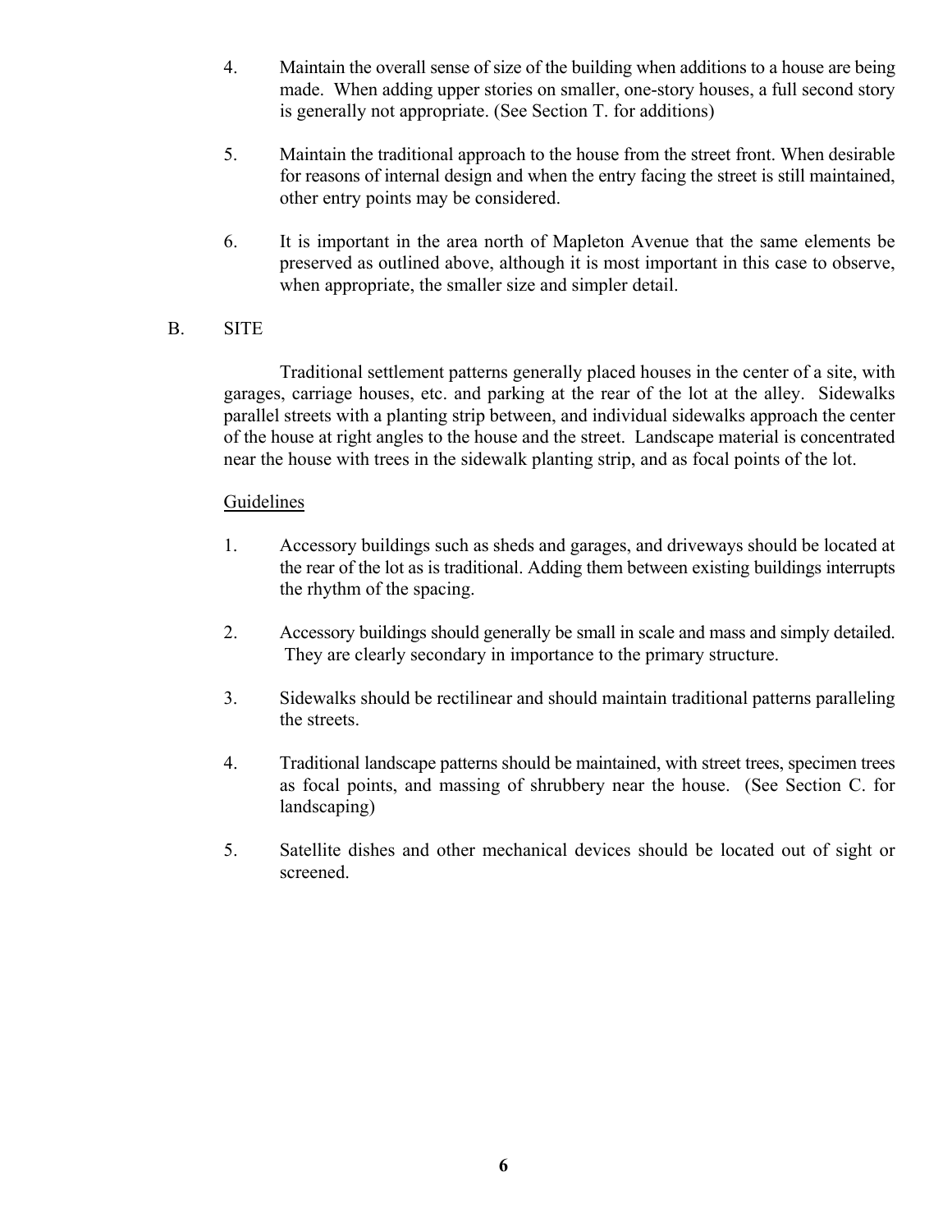4. Maintain the overall sense of size of the building when additions to a house are being made. When adding upper stories on smaller, one-story houses, a full second story is generally not appropriate. (See Section T. for additions)

5. Maintain the traditional approach to the house from the street front. When desirable for reasons of internal design and when the entry facing the street is still maintained, other entry points may be considered.

6. It is important in the area north of Mapleton Avenue that the same elements be preserved as outlined above, although it is most important in this case to observe, when appropriate, the smaller size and simpler detail.

## B. SITE

Traditional settlement patterns generally placed houses in the center of a site, with garages, carriage houses, etc. and parking at the rear of the lot at the alley. Sidewalks parallel streets with a planting strip between, and individual sidewalks approach the center of the house at right angles to the house and the street. Landscape material is concentrated near the house with trees in the sidewalk planting strip, and as focal points of the lot.

### Guidelines

1. Accessory buildings such as sheds and garages, and driveways should be located at the rear of the lot as is traditional. Adding them between existing buildings interrupts the rhythm of the spacing.

2. Accessory buildings should generally be small in scale and mass and simply detailed. They are clearly secondary in importance to the primary structure.

3. Sidewalks should be rectilinear and should maintain traditional patterns paralleling the streets.

4. Traditional landscape patterns should be maintained, with street trees, specimen trees as focal points, and massing of shrubbery near the house. (See Section C. for landscaping)

5. Satellite dishes and other mechanical devices should be located out of sight or screened.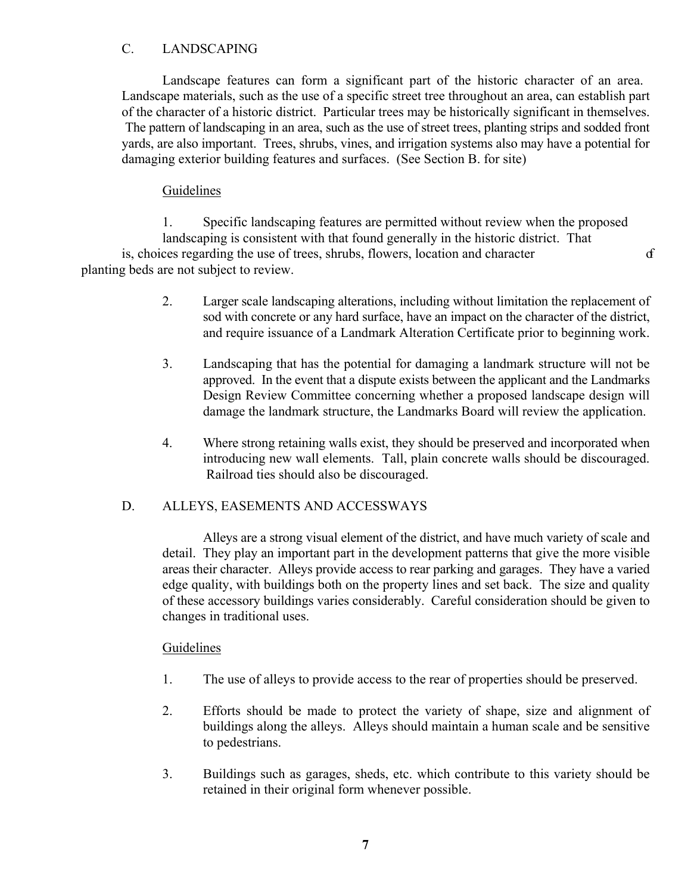## C. LANDSCAPING

Landscape features can form a significant part of the historic character of an area. Landscape materials, such as the use of a specific street tree throughout an area, can establish part of the character of a historic district. Particular trees may be historically significant in themselves. The pattern of landscaping in an area, such as the use of street trees, planting strips and sodded front yards, are also important. Trees, shrubs, vines, and irrigation systems also may have a potential for damaging exterior building features and surfaces. (See Section B. for site)

Guidelines

1. Specific landscaping features are permitted without review when the proposed landscaping is consistent with that found generally in the historic district. That is, choices regarding the use of trees, shrubs, flowers, location and character of planting beds are not subject to review.

2. Larger scale landscaping alterations, including without limitation the replacement of sod with concrete or any hard surface, have an impact on the character of the district, and require issuance of a Landmark Alteration Certificate prior to beginning work.

3. Landscaping that has the potential for damaging a landmark structure will not be approved. In the event that a dispute exists between the applicant and the Landmarks Design Review Committee concerning whether a proposed landscape design will damage the landmark structure, the Landmarks Board will review the application.

4. Where strong retaining walls exist, they should be preserved and incorporated when introducing new wall elements. Tall, plain concrete walls should be discouraged. Railroad ties should also be discouraged.

## D. ALLEYS, EASEMENTS AND ACCESSWAYS

Alleys are a strong visual element of the district, and have much variety of scale and detail. They play an important part in the development patterns that give the more visible areas their character. Alleys provide access to rear parking and garages. They have a varied edge quality, with buildings both on the property lines and set back. The size and quality of these accessory buildings varies considerably. Careful consideration should be given to changes in traditional uses.

Guidelines

1. The use of alleys to provide access to the rear of properties should be preserved.

2. Efforts should be made to protect the variety of shape, size and alignment of buildings along the alleys. Alleys should maintain a human scale and be sensitive to pedestrians.

3. Buildings such as garages, sheds, etc. which contribute to this variety should be retained in their original form whenever possible.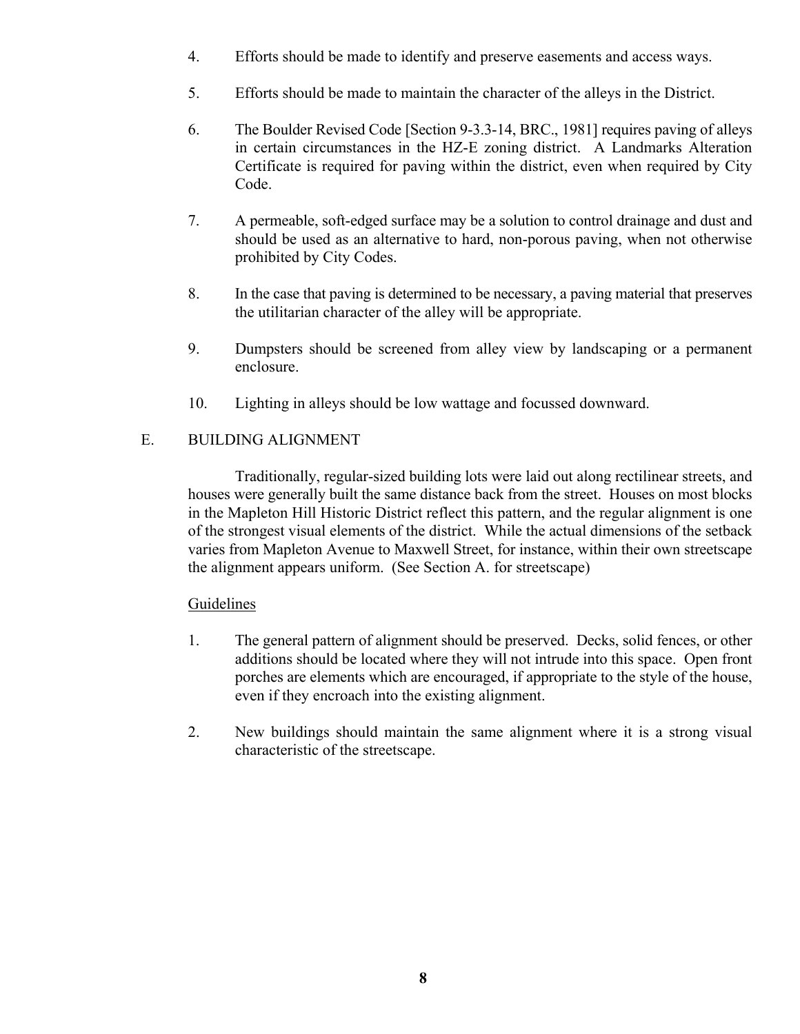4. Efforts should be made to identify and preserve easements and access ways.

5. Efforts should be made to maintain the character of the alleys in the District.

6. The Boulder Revised Code [Section 9-3.3-14, BRC., 1981] requires paving of alleys in certain circumstances in the HZ-E zoning district. A Landmarks Alteration Certificate is required for paving within the district, even when required by City Code.

7. A permeable, soft-edged surface may be a solution to control drainage and dust and should be used as an alternative to hard, non-porous paving, when not otherwise prohibited by City Codes.

8. In the case that paving is determined to be necessary, a paving material that preserves the utilitarian character of the alley will be appropriate.

9. Dumpsters should be screened from alley view by landscaping or a permanent enclosure.

10. Lighting in alleys should be low wattage and focussed downward.

## E. BUILDING ALIGNMENT

Traditionally, regular-sized building lots were laid out along rectilinear streets, and houses were generally built the same distance back from the street. Houses on most blocks in the Mapleton Hill Historic District reflect this pattern, and the regular alignment is one of the strongest visual elements of the district. While the actual dimensions of the setback varies from Mapleton Avenue to Maxwell Street, for instance, within their own streetscape the alignment appears uniform. (See Section A. for streetscape)

<u>Guidelines</u>

1. The general pattern of alignment should be preserved. Decks, solid fences, or other additions should be located where they will not intrude into this space. Open front porches are elements which are encouraged, if appropriate to the style of the house, even if they encroach into the existing alignment.

2. New buildings should maintain the same alignment where it is a strong visual characteristic of the streetscape.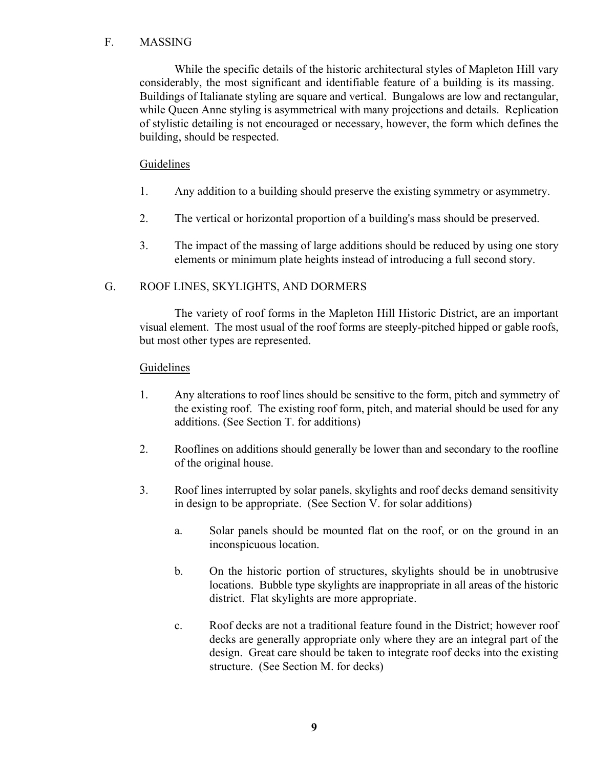## F. MASSING

While the specific details of the historic architectural styles of Mapleton Hill vary considerably, the most significant and identifiable feature of a building is its massing. Buildings of Italianate styling are square and vertical. Bungalows are low and rectangular, while Queen Anne styling is asymmetrical with many projections and details. Replication of stylistic detailing is not encouraged or necessary, however, the form which defines the building, should be respected.

Guidelines

1. Any addition to a building should preserve the existing symmetry or asymmetry.

2. The vertical or horizontal proportion of a building's mass should be preserved.

3. The impact of the massing of large additions should be reduced by using one story elements or minimum plate heights instead of introducing a full second story.

## G. ROOF LINES, SKYLIGHTS, AND DORMERS

The variety of roof forms in the Mapleton Hill Historic District, are an important visual element. The most usual of the roof forms are steeply-pitched hipped or gable roofs, but most other types are represented.

Guidelines

1. Any alterations to roof lines should be sensitive to the form, pitch and symmetry of the existing roof. The existing roof form, pitch, and material should be used for any additions. (See Section T. for additions)

2. Rooflines on additions should generally be lower than and secondary to the roofline of the original house.

3. Roof lines interrupted by solar panels, skylights and roof decks demand sensitivity in design to be appropriate. (See Section V. for solar additions)

   a. Solar panels should be mounted flat on the roof, or on the ground in an inconspicuous location.

   b. On the historic portion of structures, skylights should be in unobtrusive locations. Bubble type skylights are inappropriate in all areas of the historic district. Flat skylights are more appropriate.

   c. Roof decks are not a traditional feature found in the District; however roof decks are generally appropriate only where they are an integral part of the design. Great care should be taken to integrate roof decks into the existing structure. (See Section M. for decks)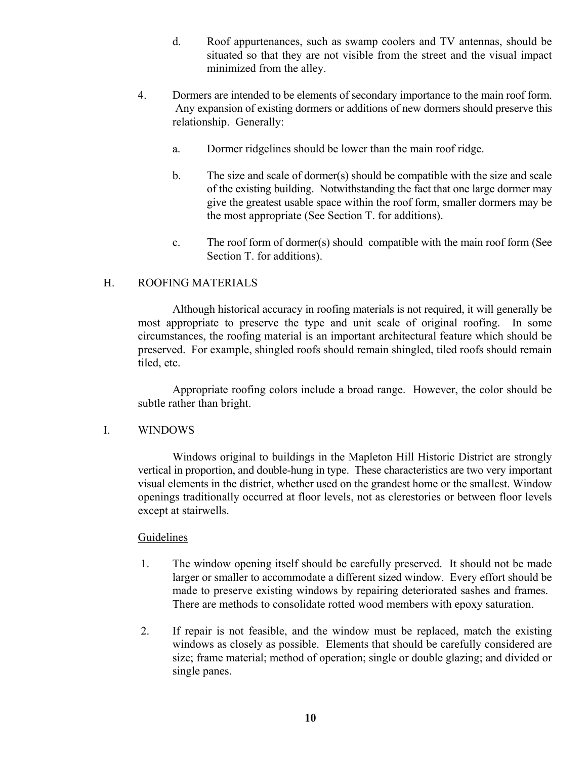d. Roof appurtenances, such as swamp coolers and TV antennas, should be situated so that they are not visible from the street and the visual impact minimized from the alley.

4. Dormers are intended to be elements of secondary importance to the main roof form. Any expansion of existing dormers or additions of new dormers should preserve this relationship. Generally:

   a. Dormer ridgelines should be lower than the main roof ridge.

   b. The size and scale of dormer(s) should be compatible with the size and scale of the existing building. Notwithstanding the fact that one large dormer may give the greatest usable space within the roof form, smaller dormers may be the most appropriate (See Section T. for additions).

   c. The roof form of dormer(s) should compatible with the main roof form (See Section T. for additions).

## H. ROOFING MATERIALS

Although historical accuracy in roofing materials is not required, it will generally be most appropriate to preserve the type and unit scale of original roofing. In some circumstances, the roofing material is an important architectural feature which should be preserved. For example, shingled roofs should remain shingled, tiled roofs should remain tiled, etc.

Appropriate roofing colors include a broad range. However, the color should be subtle rather than bright.

## I. WINDOWS

Windows original to buildings in the Mapleton Hill Historic District are strongly vertical in proportion, and double-hung in type. These characteristics are two very important visual elements in the district, whether used on the grandest home or the smallest. Window openings traditionally occurred at floor levels, not as clerestories or between floor levels except at stairwells.

<u>Guidelines</u>

1. The window opening itself should be carefully preserved. It should not be made larger or smaller to accommodate a different sized window. Every effort should be made to preserve existing windows by repairing deteriorated sashes and frames. There are methods to consolidate rotted wood members with epoxy saturation.

2. If repair is not feasible, and the window must be replaced, match the existing windows as closely as possible. Elements that should be carefully considered are size; frame material; method of operation; single or double glazing; and divided or single panes.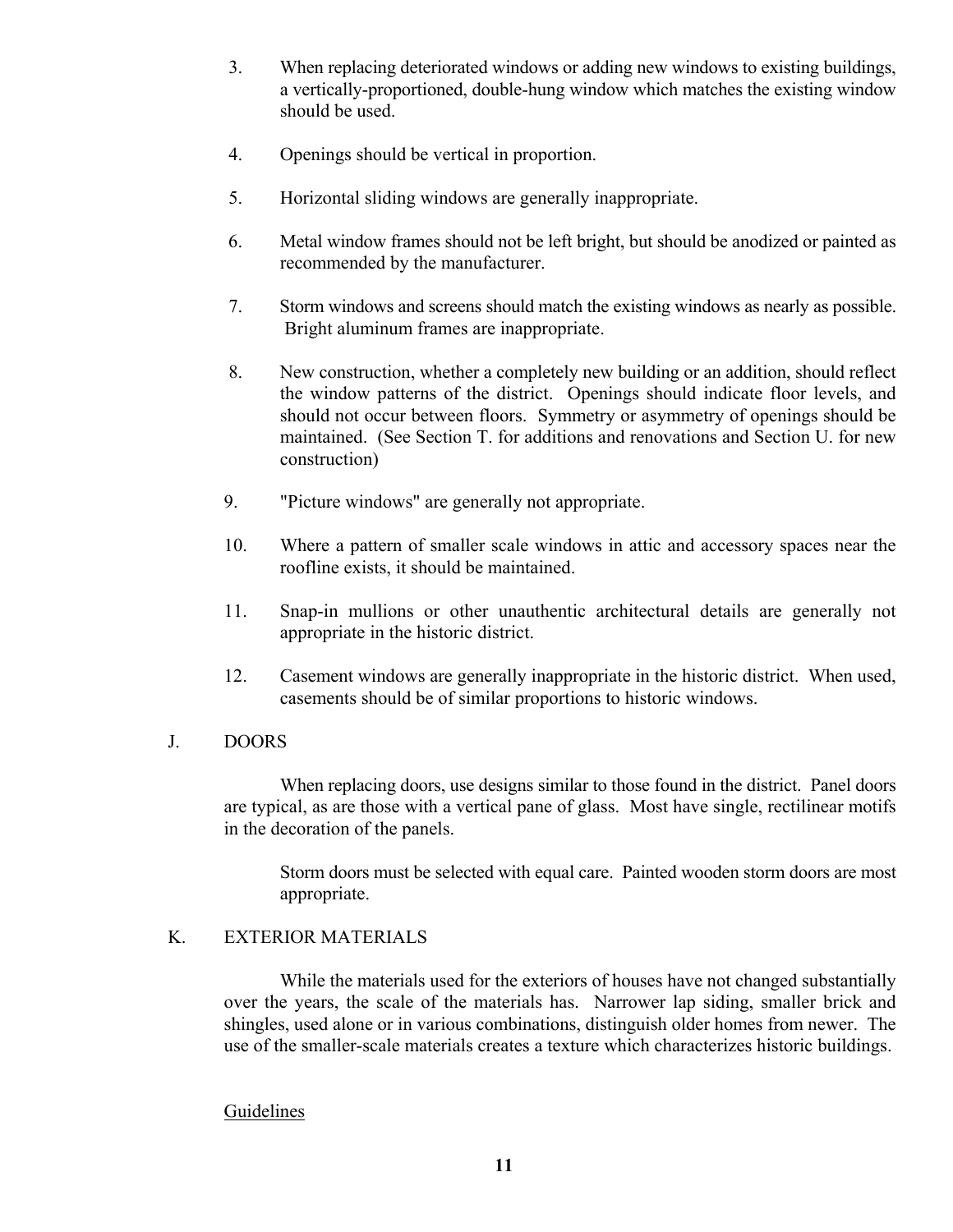3. When replacing deteriorated windows or adding new windows to existing buildings, a vertically-proportioned, double-hung window which matches the existing window should be used.

4. Openings should be vertical in proportion.

5. Horizontal sliding windows are generally inappropriate.

6. Metal window frames should not be left bright, but should be anodized or painted as recommended by the manufacturer.

7. Storm windows and screens should match the existing windows as nearly as possible. Bright aluminum frames are inappropriate.

8. New construction, whether a completely new building or an addition, should reflect the window patterns of the district. Openings should indicate floor levels, and should not occur between floors. Symmetry or asymmetry of openings should be maintained. (See Section T. for additions and renovations and Section U. for new construction)

9. "Picture windows" are generally not appropriate.

10. Where a pattern of smaller scale windows in attic and accessory spaces near the roofline exists, it should be maintained.

11. Snap-in mullions or other unauthentic architectural details are generally not appropriate in the historic district.

12. Casement windows are generally inappropriate in the historic district. When used, casements should be of similar proportions to historic windows.

## J. DOORS

When replacing doors, use designs similar to those found in the district. Panel doors are typical, as are those with a vertical pane of glass. Most have single, rectilinear motifs in the decoration of the panels.

Storm doors must be selected with equal care. Painted wooden storm doors are most appropriate.

## K. EXTERIOR MATERIALS

While the materials used for the exteriors of houses have not changed substantially over the years, the scale of the materials has. Narrower lap siding, smaller brick and shingles, used alone or in various combinations, distinguish older homes from newer. The use of the smaller-scale materials creates a texture which characterizes historic buildings.

Guidelines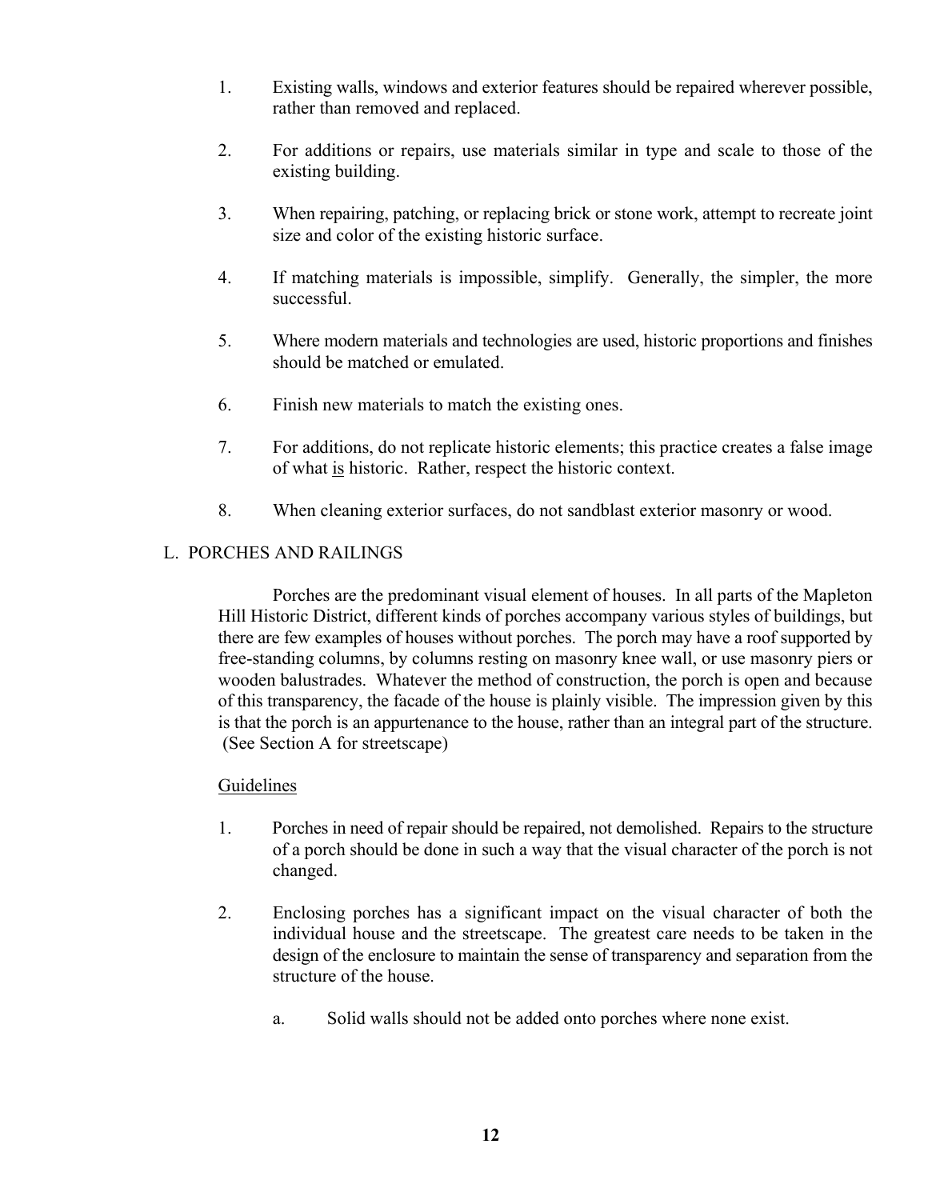1. Existing walls, windows and exterior features should be repaired wherever possible, rather than removed and replaced.

2. For additions or repairs, use materials similar in type and scale to those of the existing building.

3. When repairing, patching, or replacing brick or stone work, attempt to recreate joint size and color of the existing historic surface.

4. If matching materials is impossible, simplify. Generally, the simpler, the more successful.

5. Where modern materials and technologies are used, historic proportions and finishes should be matched or emulated.

6. Finish new materials to match the existing ones.

7. For additions, do not replicate historic elements; this practice creates a false image of what <u>is</u> historic. Rather, respect the historic context.

8. When cleaning exterior surfaces, do not sandblast exterior masonry or wood.

## L. PORCHES AND RAILINGS

Porches are the predominant visual element of houses. In all parts of the Mapleton Hill Historic District, different kinds of porches accompany various styles of buildings, but there are few examples of houses without porches. The porch may have a roof supported by free-standing columns, by columns resting on masonry knee wall, or use masonry piers or wooden balustrades. Whatever the method of construction, the porch is open and because of this transparency, the facade of the house is plainly visible. The impression given by this is that the porch is an appurtenance to the house, rather than an integral part of the structure. (See Section A for streetscape)

<u>Guidelines</u>

1. Porches in need of repair should be repaired, not demolished. Repairs to the structure of a porch should be done in such a way that the visual character of the porch is not changed.

2. Enclosing porches has a significant impact on the visual character of both the individual house and the streetscape. The greatest care needs to be taken in the design of the enclosure to maintain the sense of transparency and separation from the structure of the house.

    a. Solid walls should not be added onto porches where none exist.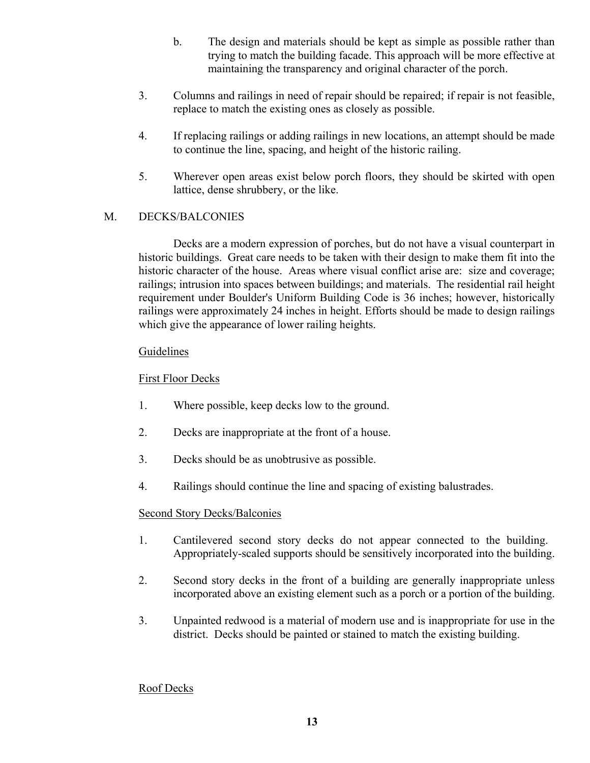b. The design and materials should be kept as simple as possible rather than trying to match the building facade. This approach will be more effective at maintaining the transparency and original character of the porch.

3. Columns and railings in need of repair should be repaired; if repair is not feasible, replace to match the existing ones as closely as possible.

4. If replacing railings or adding railings in new locations, an attempt should be made to continue the line, spacing, and height of the historic railing.

5. Wherever open areas exist below porch floors, they should be skirted with open lattice, dense shrubbery, or the like.

## M. DECKS/BALCONIES

Decks are a modern expression of porches, but do not have a visual counterpart in historic buildings. Great care needs to be taken with their design to make them fit into the historic character of the house. Areas where visual conflict arise are: size and coverage; railings; intrusion into spaces between buildings; and materials. The residential rail height requirement under Boulder's Uniform Building Code is 36 inches; however, historically railings were approximately 24 inches in height. Efforts should be made to design railings which give the appearance of lower railing heights.

<u>Guidelines</u>

<u>First Floor Decks</u>

1. Where possible, keep decks low to the ground.

2. Decks are inappropriate at the front of a house.

3. Decks should be as unobtrusive as possible.

4. Railings should continue the line and spacing of existing balustrades.

<u>Second Story Decks/Balconies</u>

1. Cantilevered second story decks do not appear connected to the building. Appropriately-scaled supports should be sensitively incorporated into the building.

2. Second story decks in the front of a building are generally inappropriate unless incorporated above an existing element such as a porch or a portion of the building.

3. Unpainted redwood is a material of modern use and is inappropriate for use in the district. Decks should be painted or stained to match the existing building.

<u>Roof Decks</u>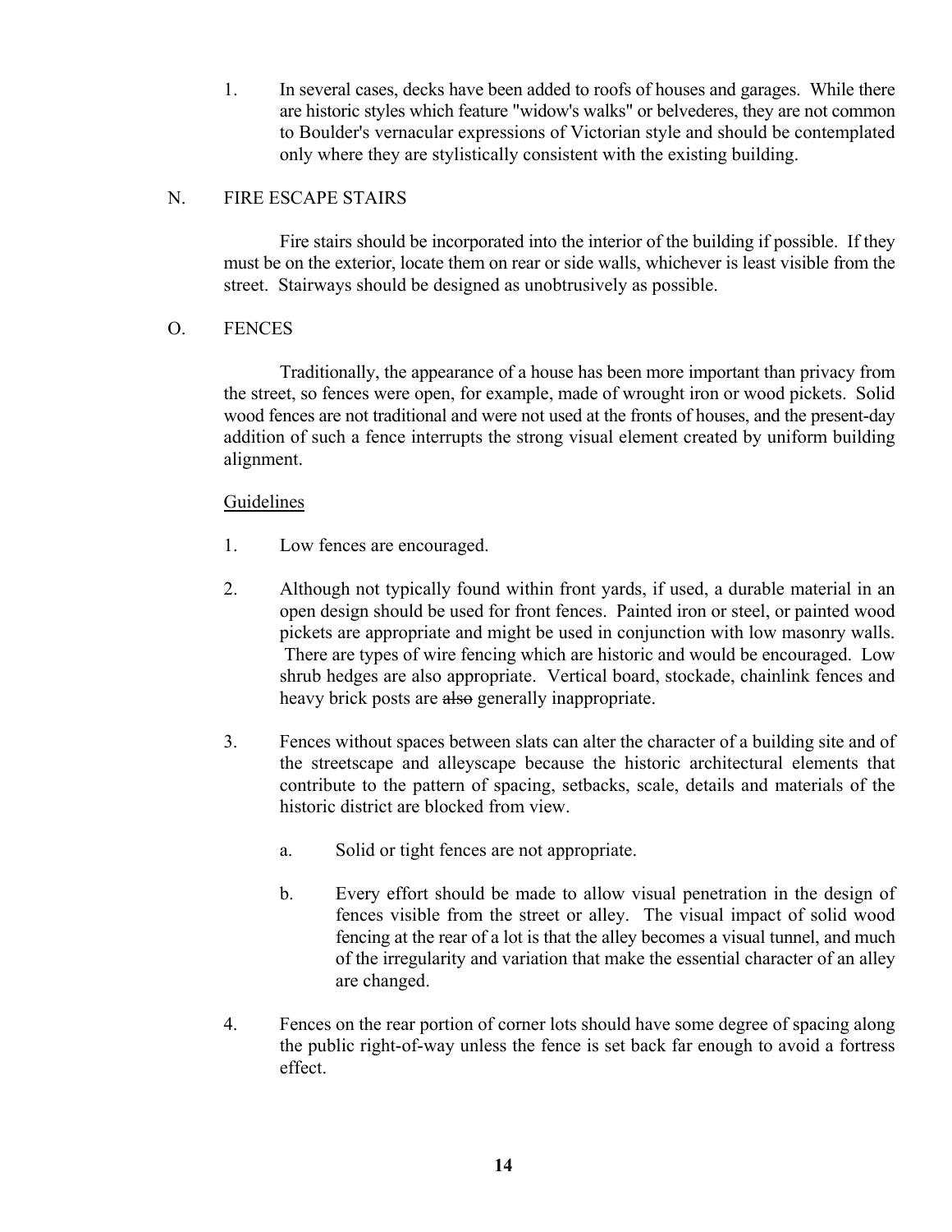1. In several cases, decks have been added to roofs of houses and garages. While there are historic styles which feature "widow's walks" or belvederes, they are not common to Boulder's vernacular expressions of Victorian style and should be contemplated only where they are stylistically consistent with the existing building.

## N. FIRE ESCAPE STAIRS

Fire stairs should be incorporated into the interior of the building if possible. If they must be on the exterior, locate them on rear or side walls, whichever is least visible from the street. Stairways should be designed as unobtrusively as possible.

## O. FENCES

Traditionally, the appearance of a house has been more important than privacy from the street, so fences were open, for example, made of wrought iron or wood pickets. Solid wood fences are not traditional and were not used at the fronts of houses, and the present-day addition of such a fence interrupts the strong visual element created by uniform building alignment.

<u>Guidelines</u>

1. Low fences are encouraged.

2. Although not typically found within front yards, if used, a durable material in an open design should be used for front fences. Painted iron or steel, or painted wood pickets are appropriate and might be used in conjunction with low masonry walls. There are types of wire fencing which are historic and would be encouraged. Low shrub hedges are also appropriate. Vertical board, stockade, chainlink fences and heavy brick posts are ~~also~~ generally inappropriate.

3. Fences without spaces between slats can alter the character of a building site and of the streetscape and alleyscape because the historic architectural elements that contribute to the pattern of spacing, setbacks, scale, details and materials of the historic district are blocked from view.

   a. Solid or tight fences are not appropriate.

   b. Every effort should be made to allow visual penetration in the design of fences visible from the street or alley. The visual impact of solid wood fencing at the rear of a lot is that the alley becomes a visual tunnel, and much of the irregularity and variation that make the essential character of an alley are changed.

4. Fences on the rear portion of corner lots should have some degree of spacing along the public right-of-way unless the fence is set back far enough to avoid a fortress effect.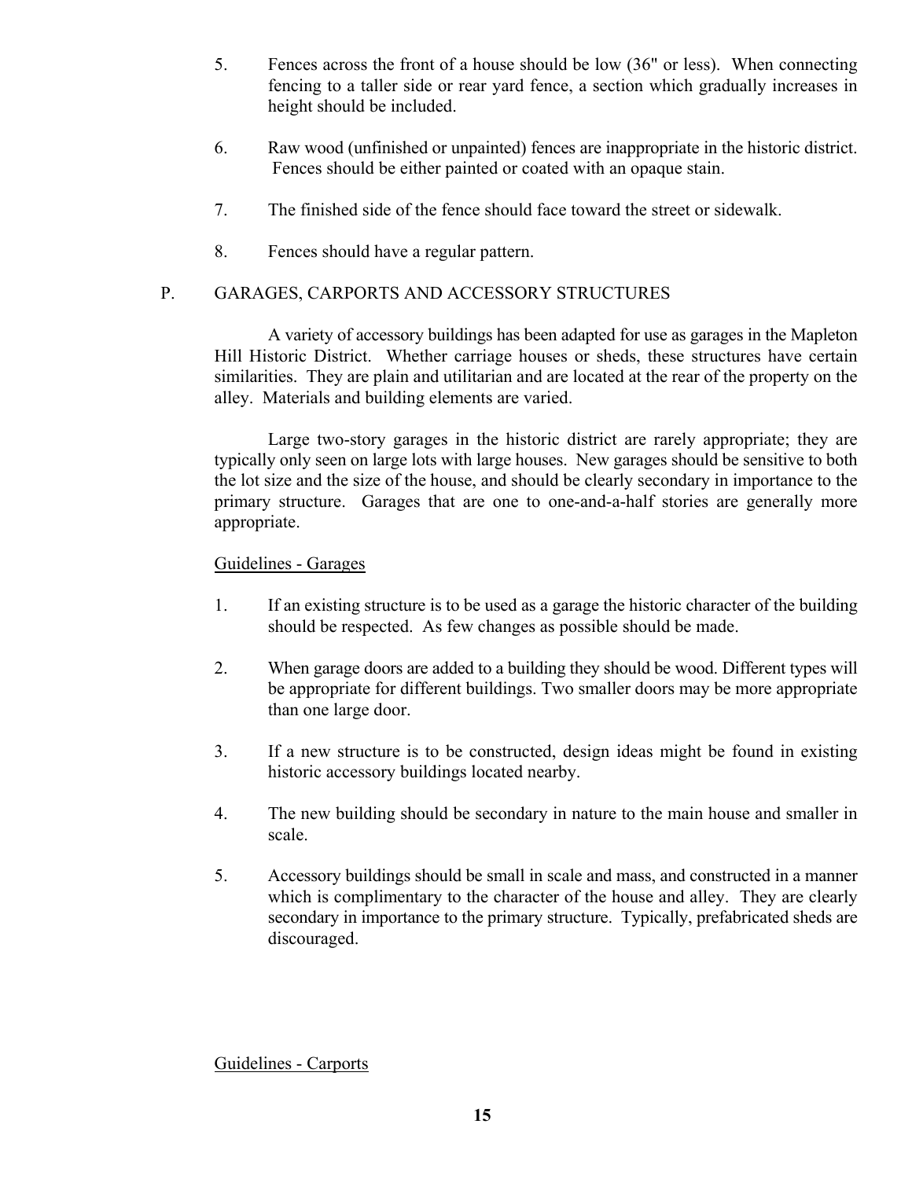5. Fences across the front of a house should be low (36" or less). When connecting fencing to a taller side or rear yard fence, a section which gradually increases in height should be included.

6. Raw wood (unfinished or unpainted) fences are inappropriate in the historic district. Fences should be either painted or coated with an opaque stain.

7. The finished side of the fence should face toward the street or sidewalk.

8. Fences should have a regular pattern.

## P. GARAGES, CARPORTS AND ACCESSORY STRUCTURES

A variety of accessory buildings has been adapted for use as garages in the Mapleton Hill Historic District. Whether carriage houses or sheds, these structures have certain similarities. They are plain and utilitarian and are located at the rear of the property on the alley. Materials and building elements are varied.

Large two-story garages in the historic district are rarely appropriate; they are typically only seen on large lots with large houses. New garages should be sensitive to both the lot size and the size of the house, and should be clearly secondary in importance to the primary structure. Garages that are one to one-and-a-half stories are generally more appropriate.

Guidelines - Garages

1. If an existing structure is to be used as a garage the historic character of the building should be respected. As few changes as possible should be made.

2. When garage doors are added to a building they should be wood. Different types will be appropriate for different buildings. Two smaller doors may be more appropriate than one large door.

3. If a new structure is to be constructed, design ideas might be found in existing historic accessory buildings located nearby.

4. The new building should be secondary in nature to the main house and smaller in scale.

5. Accessory buildings should be small in scale and mass, and constructed in a manner which is complimentary to the character of the house and alley. They are clearly secondary in importance to the primary structure. Typically, prefabricated sheds are discouraged.

Guidelines - Carports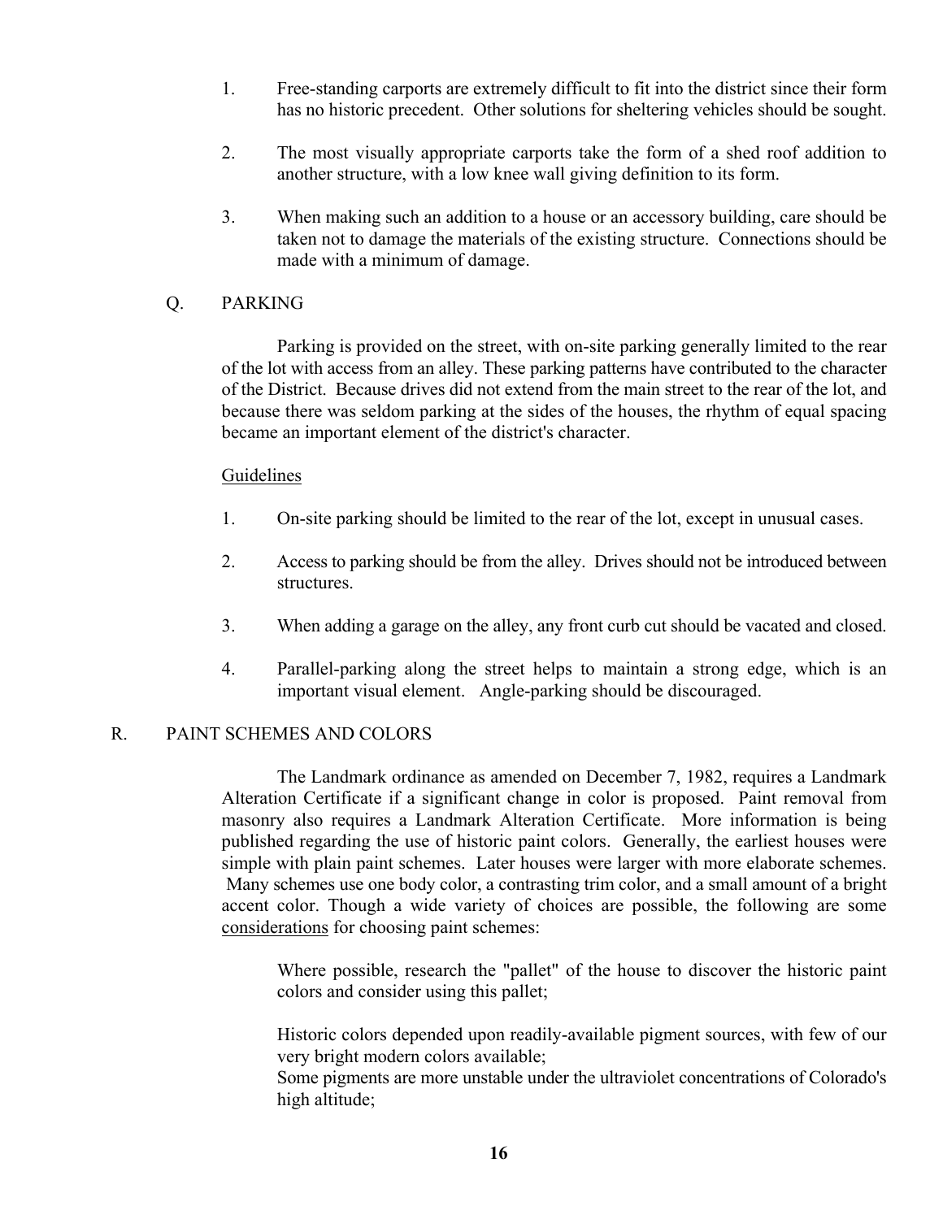1. Free-standing carports are extremely difficult to fit into the district since their form has no historic precedent. Other solutions for sheltering vehicles should be sought.

2. The most visually appropriate carports take the form of a shed roof addition to another structure, with a low knee wall giving definition to its form.

3. When making such an addition to a house or an accessory building, care should be taken not to damage the materials of the existing structure. Connections should be made with a minimum of damage.

### Q. PARKING

Parking is provided on the street, with on-site parking generally limited to the rear of the lot with access from an alley. These parking patterns have contributed to the character of the District. Because drives did not extend from the main street to the rear of the lot, and because there was seldom parking at the sides of the houses, the rhythm of equal spacing became an important element of the district's character.

<u>Guidelines</u>

1. On-site parking should be limited to the rear of the lot, except in unusual cases.

2. Access to parking should be from the alley. Drives should not be introduced between structures.

3. When adding a garage on the alley, any front curb cut should be vacated and closed.

4. Parallel-parking along the street helps to maintain a strong edge, which is an important visual element. Angle-parking should be discouraged.

## R. PAINT SCHEMES AND COLORS

The Landmark ordinance as amended on December 7, 1982, requires a Landmark Alteration Certificate if a significant change in color is proposed. Paint removal from masonry also requires a Landmark Alteration Certificate. More information is being published regarding the use of historic paint colors. Generally, the earliest houses were simple with plain paint schemes. Later houses were larger with more elaborate schemes. Many schemes use one body color, a contrasting trim color, and a small amount of a bright accent color. Though a wide variety of choices are possible, the following are some <u>considerations</u> for choosing paint schemes:

Where possible, research the "pallet" of the house to discover the historic paint colors and consider using this pallet;

Historic colors depended upon readily-available pigment sources, with few of our very bright modern colors available;
Some pigments are more unstable under the ultraviolet concentrations of Colorado's high altitude;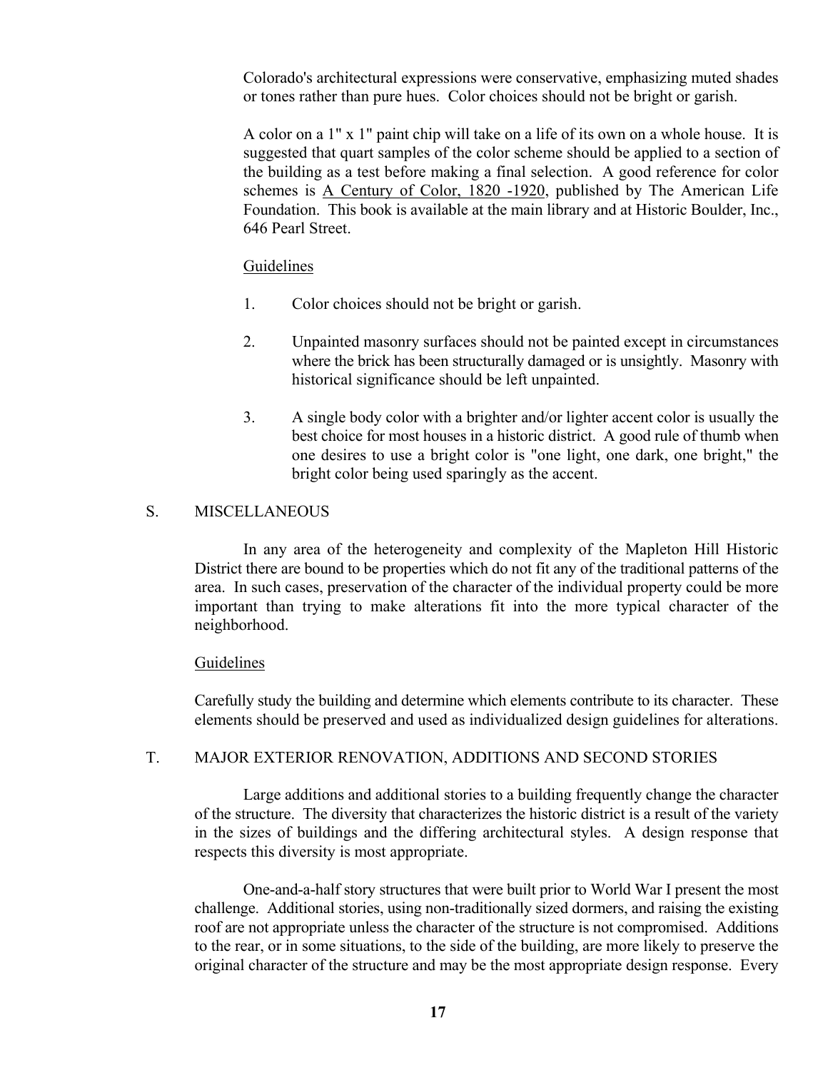Colorado's architectural expressions were conservative, emphasizing muted shades or tones rather than pure hues. Color choices should not be bright or garish.

A color on a 1" x 1" paint chip will take on a life of its own on a whole house. It is suggested that quart samples of the color scheme should be applied to a section of the building as a test before making a final selection. A good reference for color schemes is A Century of Color, 1820 -1920, published by The American Life Foundation. This book is available at the main library and at Historic Boulder, Inc., 646 Pearl Street.

Guidelines

1. Color choices should not be bright or garish.

2. Unpainted masonry surfaces should not be painted except in circumstances where the brick has been structurally damaged or is unsightly. Masonry with historical significance should be left unpainted.

3. A single body color with a brighter and/or lighter accent color is usually the best choice for most houses in a historic district. A good rule of thumb when one desires to use a bright color is "one light, one dark, one bright," the bright color being used sparingly as the accent.

## S. MISCELLANEOUS

In any area of the heterogeneity and complexity of the Mapleton Hill Historic District there are bound to be properties which do not fit any of the traditional patterns of the area. In such cases, preservation of the character of the individual property could be more important than trying to make alterations fit into the more typical character of the neighborhood.

Guidelines

Carefully study the building and determine which elements contribute to its character. These elements should be preserved and used as individualized design guidelines for alterations.

## T. MAJOR EXTERIOR RENOVATION, ADDITIONS AND SECOND STORIES

Large additions and additional stories to a building frequently change the character of the structure. The diversity that characterizes the historic district is a result of the variety in the sizes of buildings and the differing architectural styles. A design response that respects this diversity is most appropriate.

One-and-a-half story structures that were built prior to World War I present the most challenge. Additional stories, using non-traditionally sized dormers, and raising the existing roof are not appropriate unless the character of the structure is not compromised. Additions to the rear, or in some situations, to the side of the building, are more likely to preserve the original character of the structure and may be the most appropriate design response. Every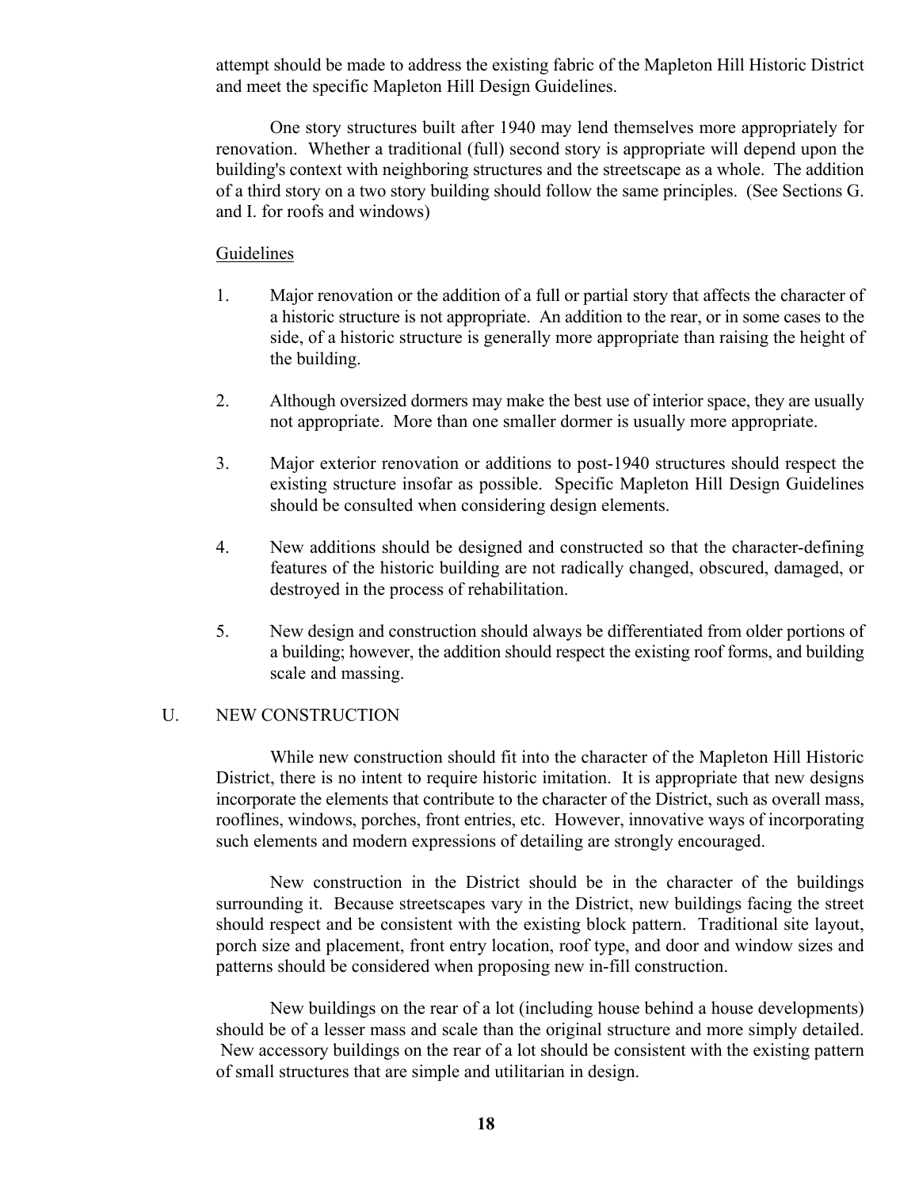attempt should be made to address the existing fabric of the Mapleton Hill Historic District and meet the specific Mapleton Hill Design Guidelines.

One story structures built after 1940 may lend themselves more appropriately for renovation. Whether a traditional (full) second story is appropriate will depend upon the building's context with neighboring structures and the streetscape as a whole. The addition of a third story on a two story building should follow the same principles. (See Sections G. and I. for roofs and windows)

<u>Guidelines</u>

1. Major renovation or the addition of a full or partial story that affects the character of a historic structure is not appropriate. An addition to the rear, or in some cases to the side, of a historic structure is generally more appropriate than raising the height of the building.

2. Although oversized dormers may make the best use of interior space, they are usually not appropriate. More than one smaller dormer is usually more appropriate.

3. Major exterior renovation or additions to post-1940 structures should respect the existing structure insofar as possible. Specific Mapleton Hill Design Guidelines should be consulted when considering design elements.

4. New additions should be designed and constructed so that the character-defining features of the historic building are not radically changed, obscured, damaged, or destroyed in the process of rehabilitation.

5. New design and construction should always be differentiated from older portions of a building; however, the addition should respect the existing roof forms, and building scale and massing.

## U. NEW CONSTRUCTION

While new construction should fit into the character of the Mapleton Hill Historic District, there is no intent to require historic imitation. It is appropriate that new designs incorporate the elements that contribute to the character of the District, such as overall mass, rooflines, windows, porches, front entries, etc. However, innovative ways of incorporating such elements and modern expressions of detailing are strongly encouraged.

New construction in the District should be in the character of the buildings surrounding it. Because streetscapes vary in the District, new buildings facing the street should respect and be consistent with the existing block pattern. Traditional site layout, porch size and placement, front entry location, roof type, and door and window sizes and patterns should be considered when proposing new in-fill construction.

New buildings on the rear of a lot (including house behind a house developments) should be of a lesser mass and scale than the original structure and more simply detailed. New accessory buildings on the rear of a lot should be consistent with the existing pattern of small structures that are simple and utilitarian in design.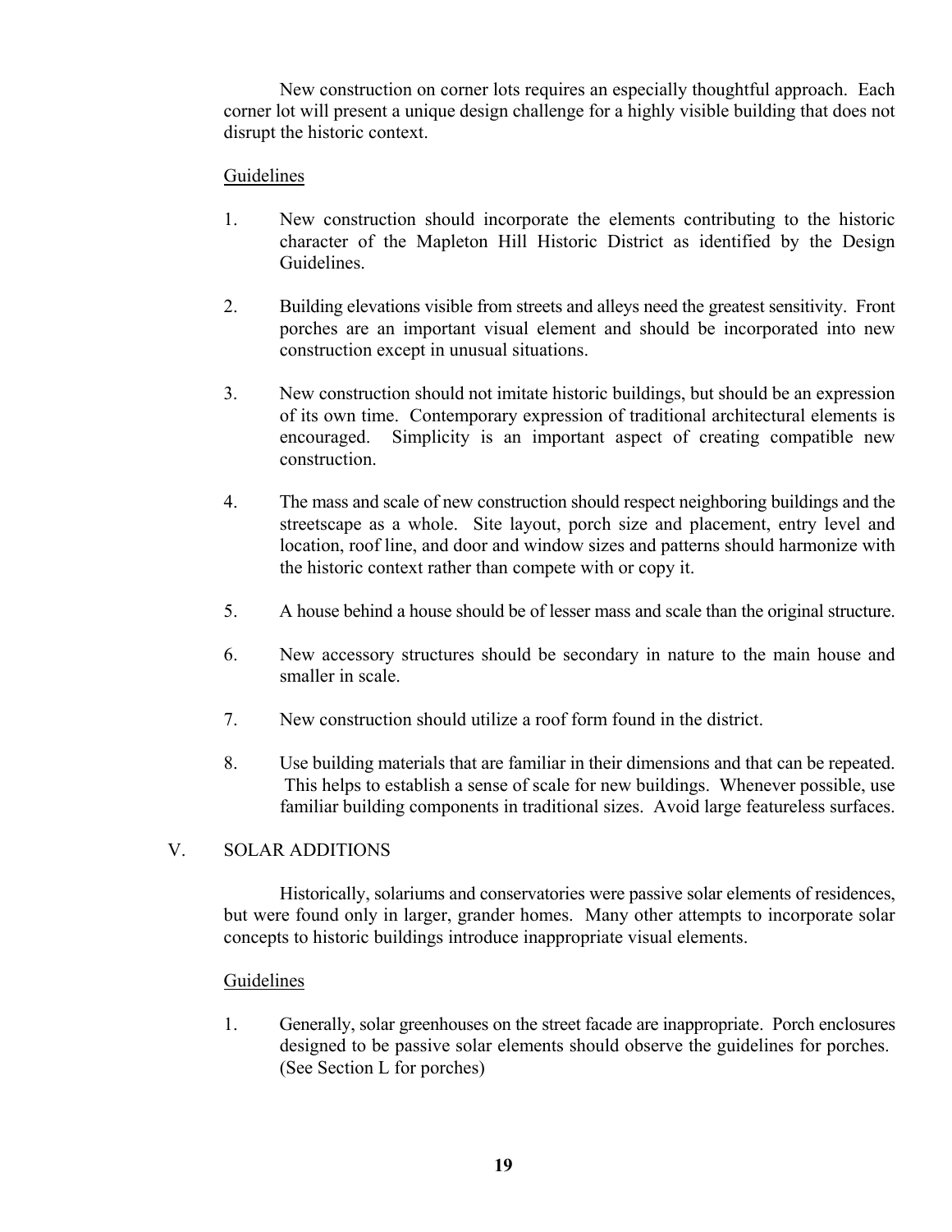New construction on corner lots requires an especially thoughtful approach. Each corner lot will present a unique design challenge for a highly visible building that does not disrupt the historic context.

Guidelines

1. New construction should incorporate the elements contributing to the historic character of the Mapleton Hill Historic District as identified by the Design Guidelines.

2. Building elevations visible from streets and alleys need the greatest sensitivity. Front porches are an important visual element and should be incorporated into new construction except in unusual situations.

3. New construction should not imitate historic buildings, but should be an expression of its own time. Contemporary expression of traditional architectural elements is encouraged. Simplicity is an important aspect of creating compatible new construction.

4. The mass and scale of new construction should respect neighboring buildings and the streetscape as a whole. Site layout, porch size and placement, entry level and location, roof line, and door and window sizes and patterns should harmonize with the historic context rather than compete with or copy it.

5. A house behind a house should be of lesser mass and scale than the original structure.

6. New accessory structures should be secondary in nature to the main house and smaller in scale.

7. New construction should utilize a roof form found in the district.

8. Use building materials that are familiar in their dimensions and that can be repeated. This helps to establish a sense of scale for new buildings. Whenever possible, use familiar building components in traditional sizes. Avoid large featureless surfaces.

## V. SOLAR ADDITIONS

Historically, solariums and conservatories were passive solar elements of residences, but were found only in larger, grander homes. Many other attempts to incorporate solar concepts to historic buildings introduce inappropriate visual elements.

Guidelines

1. Generally, solar greenhouses on the street facade are inappropriate. Porch enclosures designed to be passive solar elements should observe the guidelines for porches. (See Section L for porches)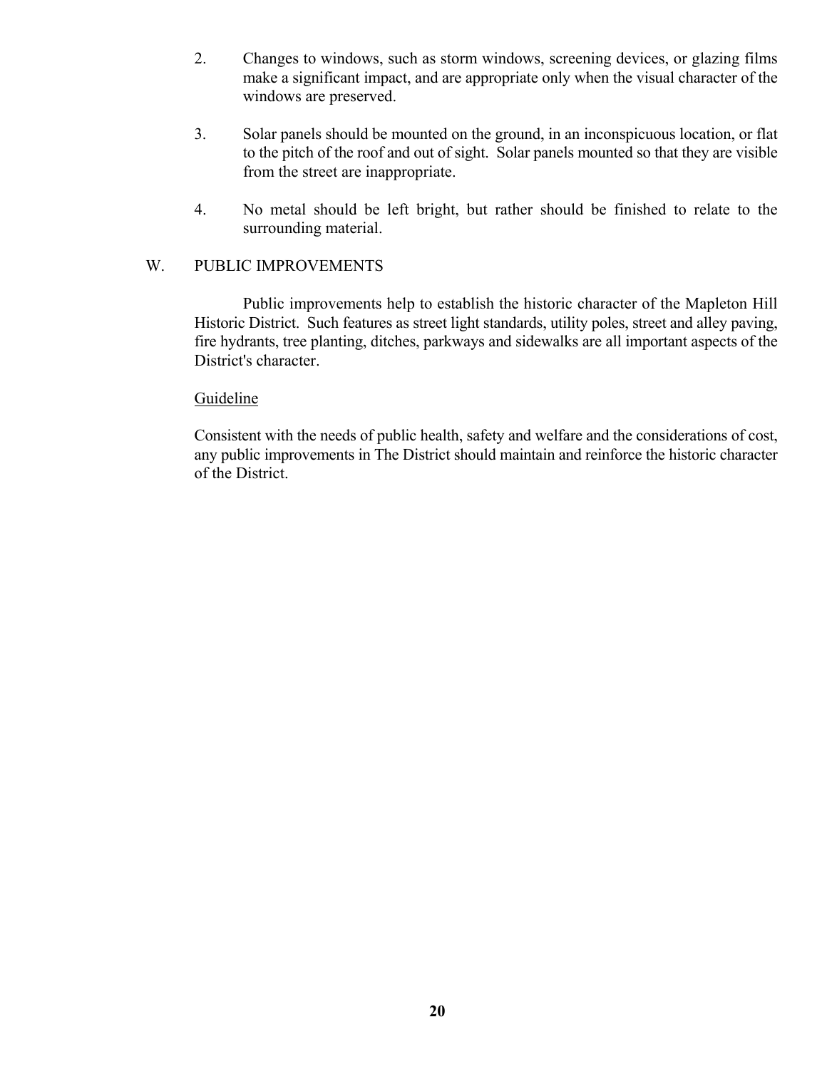2. Changes to windows, such as storm windows, screening devices, or glazing films make a significant impact, and are appropriate only when the visual character of the windows are preserved.

3. Solar panels should be mounted on the ground, in an inconspicuous location, or flat to the pitch of the roof and out of sight. Solar panels mounted so that they are visible from the street are inappropriate.

4. No metal should be left bright, but rather should be finished to relate to the surrounding material.

## W. PUBLIC IMPROVEMENTS

Public improvements help to establish the historic character of the Mapleton Hill Historic District. Such features as street light standards, utility poles, street and alley paving, fire hydrants, tree planting, ditches, parkways and sidewalks are all important aspects of the District's character.

<u>Guideline</u>

Consistent with the needs of public health, safety and welfare and the considerations of cost, any public improvements in The District should maintain and reinforce the historic character of the District.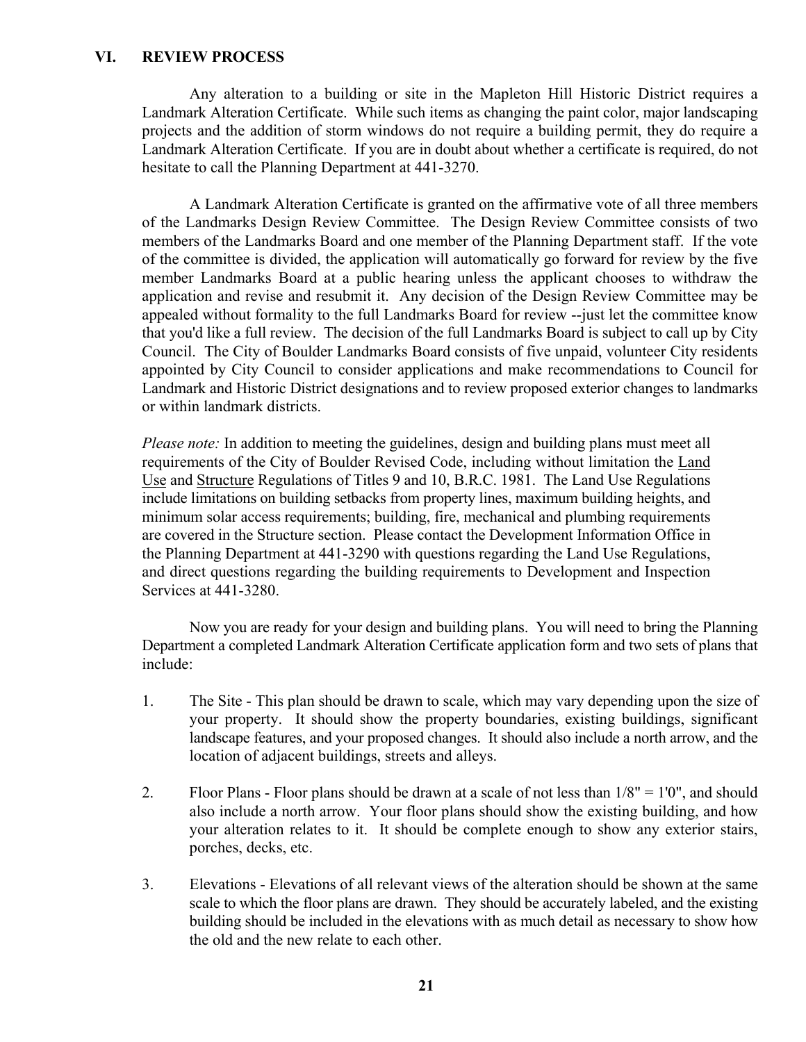## VI. REVIEW PROCESS

Any alteration to a building or site in the Mapleton Hill Historic District requires a Landmark Alteration Certificate. While such items as changing the paint color, major landscaping projects and the addition of storm windows do not require a building permit, they do require a Landmark Alteration Certificate. If you are in doubt about whether a certificate is required, do not hesitate to call the Planning Department at 441-3270.

A Landmark Alteration Certificate is granted on the affirmative vote of all three members of the Landmarks Design Review Committee. The Design Review Committee consists of two members of the Landmarks Board and one member of the Planning Department staff. If the vote of the committee is divided, the application will automatically go forward for review by the five member Landmarks Board at a public hearing unless the applicant chooses to withdraw the application and revise and resubmit it. Any decision of the Design Review Committee may be appealed without formality to the full Landmarks Board for review --just let the committee know that you'd like a full review. The decision of the full Landmarks Board is subject to call up by City Council. The City of Boulder Landmarks Board consists of five unpaid, volunteer City residents appointed by City Council to consider applications and make recommendations to Council for Landmark and Historic District designations and to review proposed exterior changes to landmarks or within landmark districts.

*Please note:* In addition to meeting the guidelines, design and building plans must meet all requirements of the City of Boulder Revised Code, including without limitation the <u>Land Use</u> and <u>Structure</u> Regulations of Titles 9 and 10, B.R.C. 1981. The Land Use Regulations include limitations on building setbacks from property lines, maximum building heights, and minimum solar access requirements; building, fire, mechanical and plumbing requirements are covered in the Structure section. Please contact the Development Information Office in the Planning Department at 441-3290 with questions regarding the Land Use Regulations, and direct questions regarding the building requirements to Development and Inspection Services at 441-3280.

Now you are ready for your design and building plans. You will need to bring the Planning Department a completed Landmark Alteration Certificate application form and two sets of plans that include:

1. The Site - This plan should be drawn to scale, which may vary depending upon the size of your property. It should show the property boundaries, existing buildings, significant landscape features, and your proposed changes. It should also include a north arrow, and the location of adjacent buildings, streets and alleys.

2. Floor Plans - Floor plans should be drawn at a scale of not less than 1/8" = 1'0", and should also include a north arrow. Your floor plans should show the existing building, and how your alteration relates to it. It should be complete enough to show any exterior stairs, porches, decks, etc.

3. Elevations - Elevations of all relevant views of the alteration should be shown at the same scale to which the floor plans are drawn. They should be accurately labeled, and the existing building should be included in the elevations with as much detail as necessary to show how the old and the new relate to each other.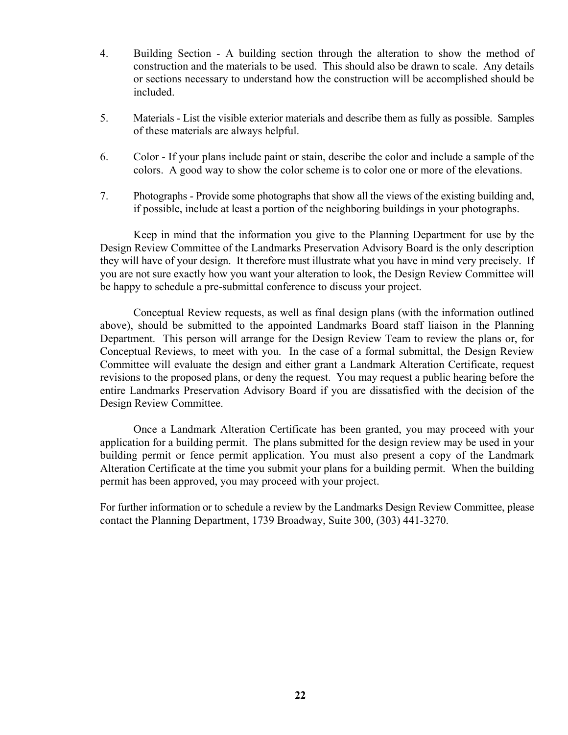4. Building Section - A building section through the alteration to show the method of construction and the materials to be used. This should also be drawn to scale. Any details or sections necessary to understand how the construction will be accomplished should be included.

5. Materials - List the visible exterior materials and describe them as fully as possible. Samples of these materials are always helpful.

6. Color - If your plans include paint or stain, describe the color and include a sample of the colors. A good way to show the color scheme is to color one or more of the elevations.

7. Photographs - Provide some photographs that show all the views of the existing building and, if possible, include at least a portion of the neighboring buildings in your photographs.

Keep in mind that the information you give to the Planning Department for use by the Design Review Committee of the Landmarks Preservation Advisory Board is the only description they will have of your design. It therefore must illustrate what you have in mind very precisely. If you are not sure exactly how you want your alteration to look, the Design Review Committee will be happy to schedule a pre-submittal conference to discuss your project.

Conceptual Review requests, as well as final design plans (with the information outlined above), should be submitted to the appointed Landmarks Board staff liaison in the Planning Department. This person will arrange for the Design Review Team to review the plans or, for Conceptual Reviews, to meet with you. In the case of a formal submittal, the Design Review Committee will evaluate the design and either grant a Landmark Alteration Certificate, request revisions to the proposed plans, or deny the request. You may request a public hearing before the entire Landmarks Preservation Advisory Board if you are dissatisfied with the decision of the Design Review Committee.

Once a Landmark Alteration Certificate has been granted, you may proceed with your application for a building permit. The plans submitted for the design review may be used in your building permit or fence permit application. You must also present a copy of the Landmark Alteration Certificate at the time you submit your plans for a building permit. When the building permit has been approved, you may proceed with your project.

For further information or to schedule a review by the Landmarks Design Review Committee, please contact the Planning Department, 1739 Broadway, Suite 300, (303) 441-3270.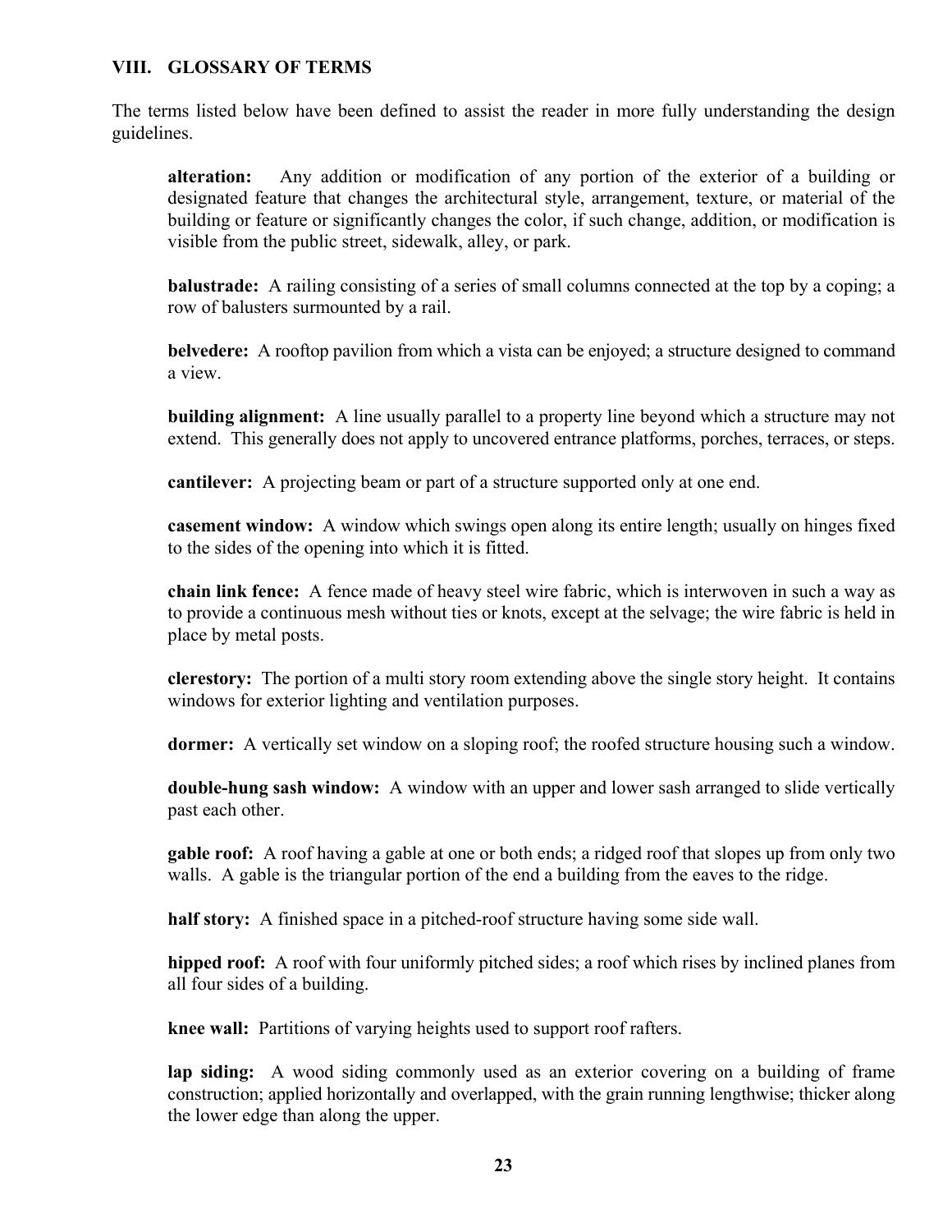## VIII. GLOSSARY OF TERMS

The terms listed below have been defined to assist the reader in more fully understanding the design guidelines.

**alteration:** Any addition or modification of any portion of the exterior of a building or designated feature that changes the architectural style, arrangement, texture, or material of the building or feature or significantly changes the color, if such change, addition, or modification is visible from the public street, sidewalk, alley, or park.

**balustrade:** A railing consisting of a series of small columns connected at the top by a coping; a row of balusters surmounted by a rail.

**belvedere:** A rooftop pavilion from which a vista can be enjoyed; a structure designed to command a view.

**building alignment:** A line usually parallel to a property line beyond which a structure may not extend. This generally does not apply to uncovered entrance platforms, porches, terraces, or steps.

**cantilever:** A projecting beam or part of a structure supported only at one end.

**casement window:** A window which swings open along its entire length; usually on hinges fixed to the sides of the opening into which it is fitted.

**chain link fence:** A fence made of heavy steel wire fabric, which is interwoven in such a way as to provide a continuous mesh without ties or knots, except at the selvage; the wire fabric is held in place by metal posts.

**clerestory:** The portion of a multi story room extending above the single story height. It contains windows for exterior lighting and ventilation purposes.

**dormer:** A vertically set window on a sloping roof; the roofed structure housing such a window.

**double-hung sash window:** A window with an upper and lower sash arranged to slide vertically past each other.

**gable roof:** A roof having a gable at one or both ends; a ridged roof that slopes up from only two walls. A gable is the triangular portion of the end a building from the eaves to the ridge.

**half story:** A finished space in a pitched-roof structure having some side wall.

**hipped roof:** A roof with four uniformly pitched sides; a roof which rises by inclined planes from all four sides of a building.

**knee wall:** Partitions of varying heights used to support roof rafters.

**lap siding:** A wood siding commonly used as an exterior covering on a building of frame construction; applied horizontally and overlapped, with the grain running lengthwise; thicker along the lower edge than along the upper.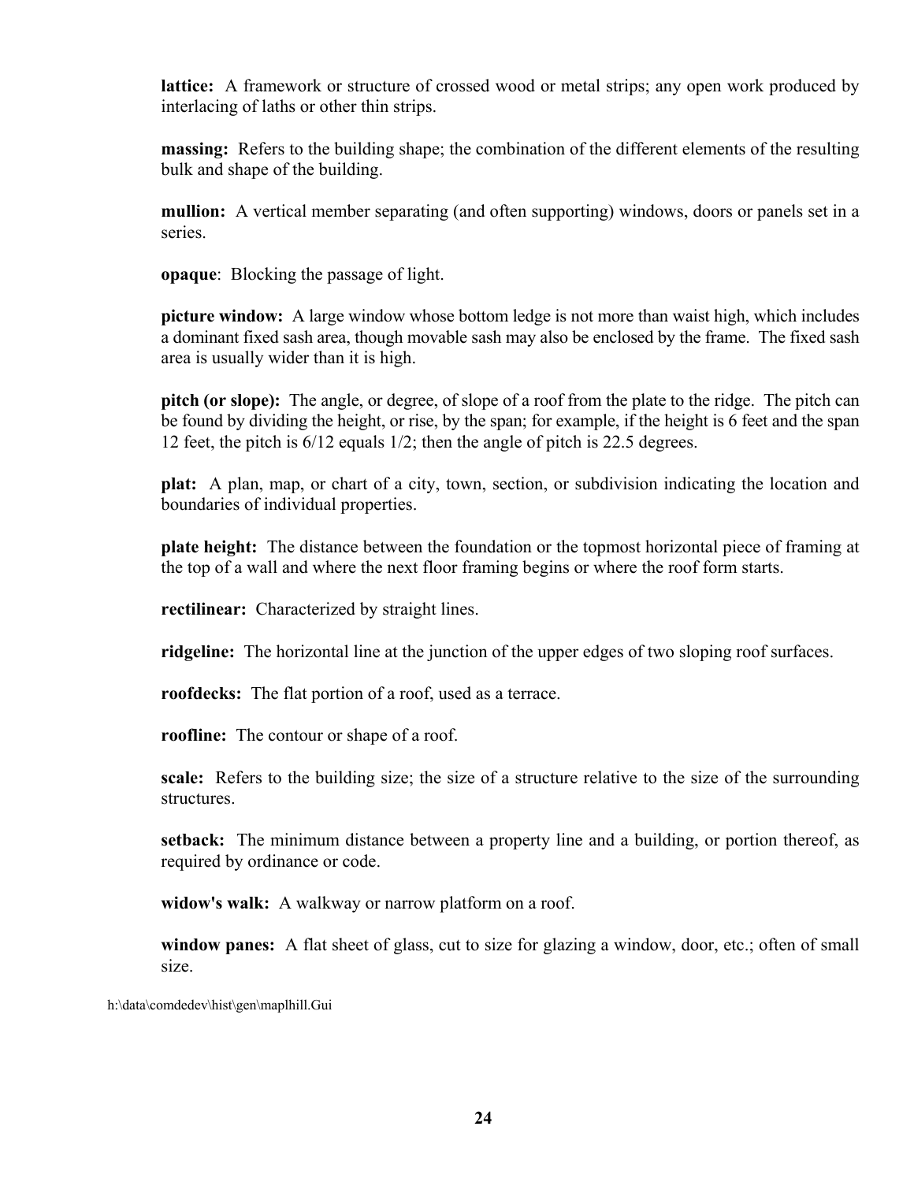**lattice:** A framework or structure of crossed wood or metal strips; any open work produced by interlacing of laths or other thin strips.

**massing:** Refers to the building shape; the combination of the different elements of the resulting bulk and shape of the building.

**mullion:** A vertical member separating (and often supporting) windows, doors or panels set in a series.

**opaque**: Blocking the passage of light.

**picture window:** A large window whose bottom ledge is not more than waist high, which includes a dominant fixed sash area, though movable sash may also be enclosed by the frame. The fixed sash area is usually wider than it is high.

**pitch (or slope):** The angle, or degree, of slope of a roof from the plate to the ridge. The pitch can be found by dividing the height, or rise, by the span; for example, if the height is 6 feet and the span 12 feet, the pitch is 6/12 equals 1/2; then the angle of pitch is 22.5 degrees.

**plat:** A plan, map, or chart of a city, town, section, or subdivision indicating the location and boundaries of individual properties.

**plate height:** The distance between the foundation or the topmost horizontal piece of framing at the top of a wall and where the next floor framing begins or where the roof form starts.

**rectilinear:** Characterized by straight lines.

**ridgeline:** The horizontal line at the junction of the upper edges of two sloping roof surfaces.

**roofdecks:** The flat portion of a roof, used as a terrace.

**roofline:** The contour or shape of a roof.

**scale:** Refers to the building size; the size of a structure relative to the size of the surrounding structures.

**setback:** The minimum distance between a property line and a building, or portion thereof, as required by ordinance or code.

**widow's walk:** A walkway or narrow platform on a roof.

**window panes:** A flat sheet of glass, cut to size for glazing a window, door, etc.; often of small size.

h:\data\comdedev\hist\gen\maplhill.Gui